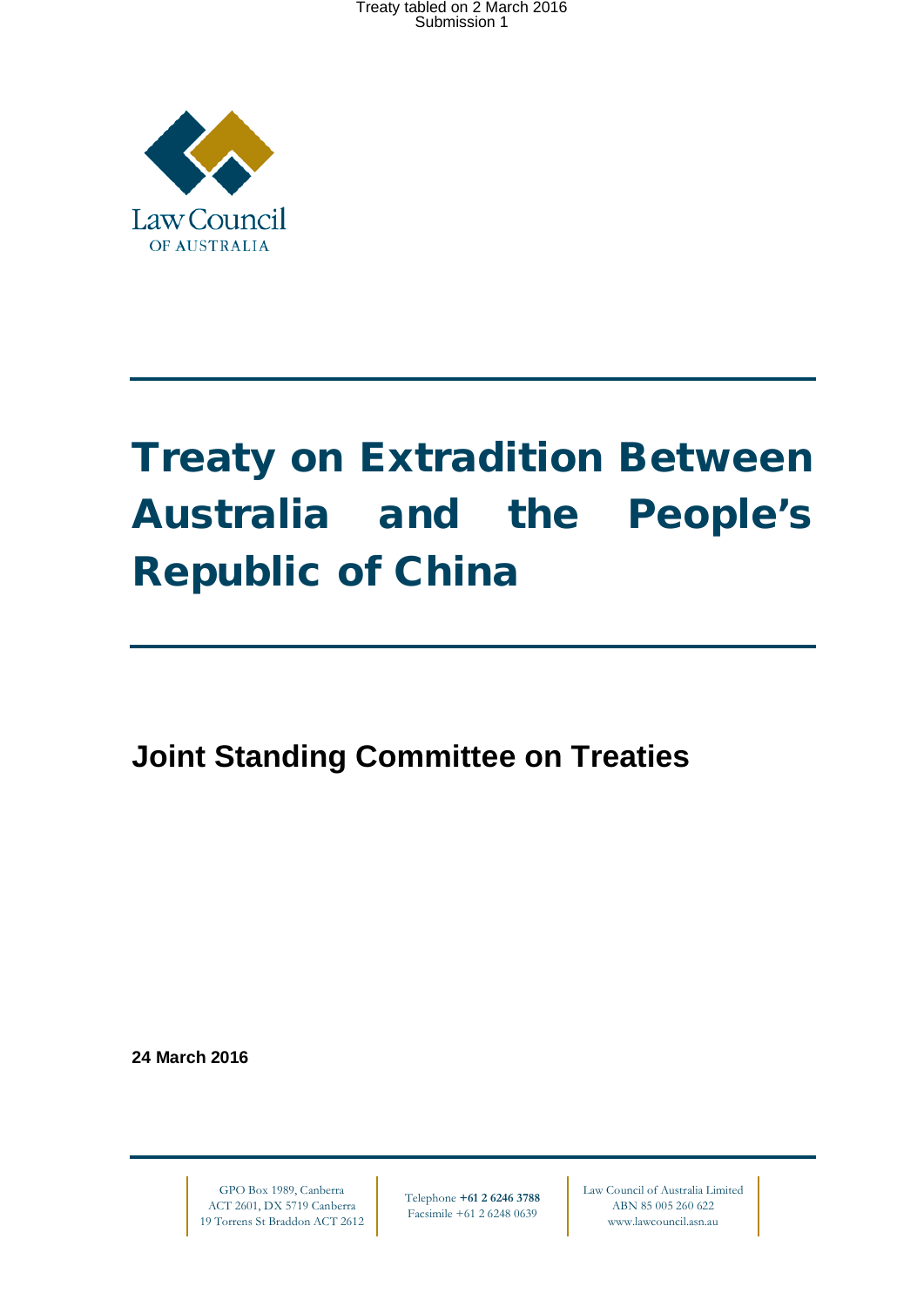Treaty tabled on 2 March 2016
Submission 1

Law Council
OF AUSTRALIA

# Treaty on Extradition Between Australia and the People's Republic of China

## Joint Standing Committee on Treaties

**24 March 2016**

GPO Box 1989, Canberra
ACT 2601, DX 5719 Canberra
19 Torrens St Braddon ACT 2612

Telephone **+61 2 6246 3788**
Facsimile +61 2 6248 0639

Law Council of Australia Limited
ABN 85 005 260 622
www.lawcouncil.asn.au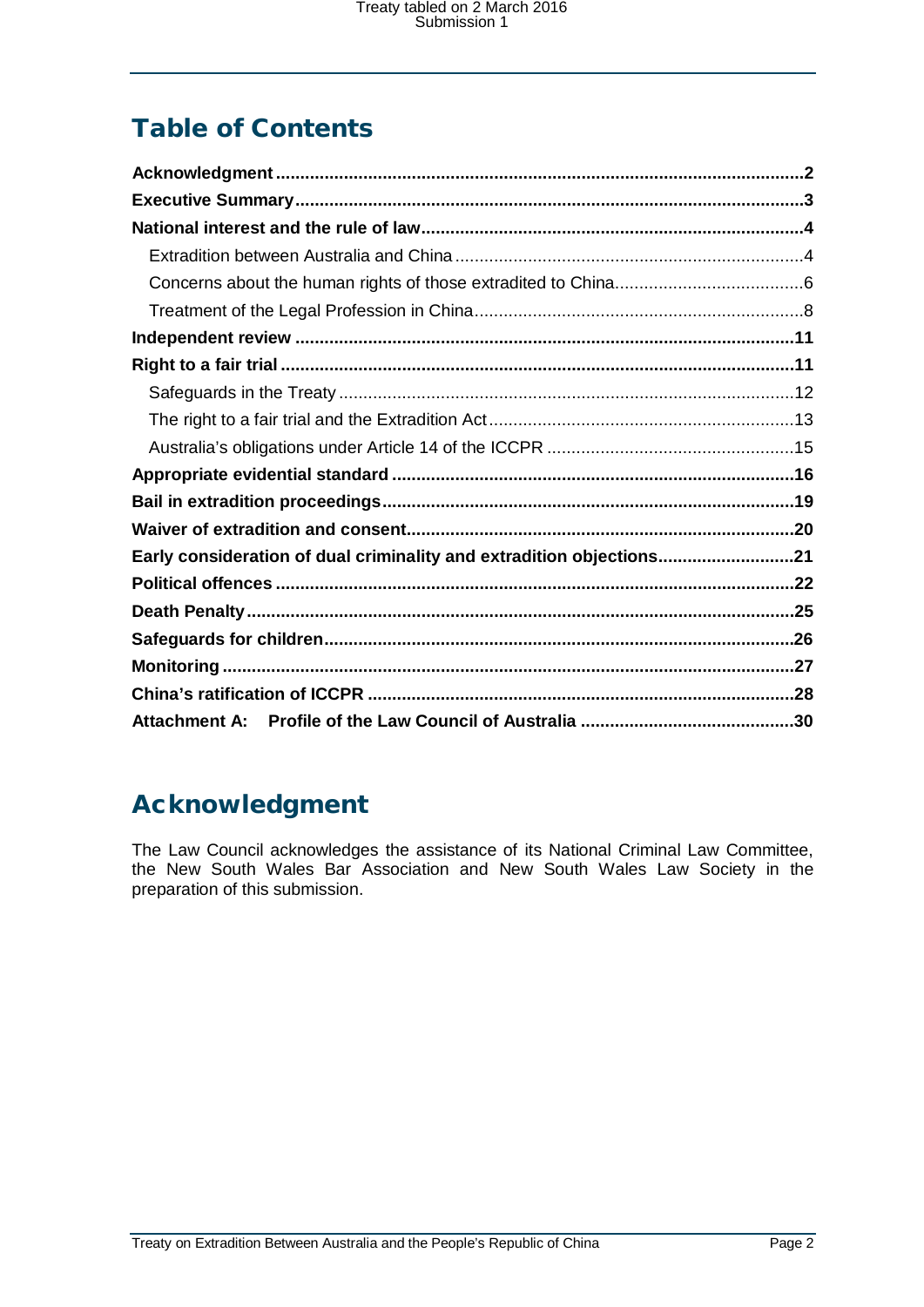## Table of Contents

**Acknowledgment** ..... **2**

**Executive Summary** ..... **3**

**National interest and the rule of law** ..... **4**

- Extradition between Australia and China ..... 4
- Concerns about the human rights of those extradited to China ..... 6
- Treatment of the Legal Profession in China ..... 8

**Independent review** ..... **11**

**Right to a fair trial** ..... **11**

- Safeguards in the Treaty ..... 12
- The right to a fair trial and the Extradition Act ..... 13
- Australia's obligations under Article 14 of the ICCPR ..... 15

**Appropriate evidential standard** ..... **16**

**Bail in extradition proceedings** ..... **19**

**Waiver of extradition and consent** ..... **20**

**Early consideration of dual criminality and extradition objections** ..... **21**

**Political offences** ..... **22**

**Death Penalty** ..... **25**

**Safeguards for children** ..... **26**

**Monitoring** ..... **27**

**China's ratification of ICCPR** ..... **28**

**Attachment A: Profile of the Law Council of Australia** ..... **30**

## Acknowledgment

The Law Council acknowledges the assistance of its National Criminal Law Committee, the New South Wales Bar Association and New South Wales Law Society in the preparation of this submission.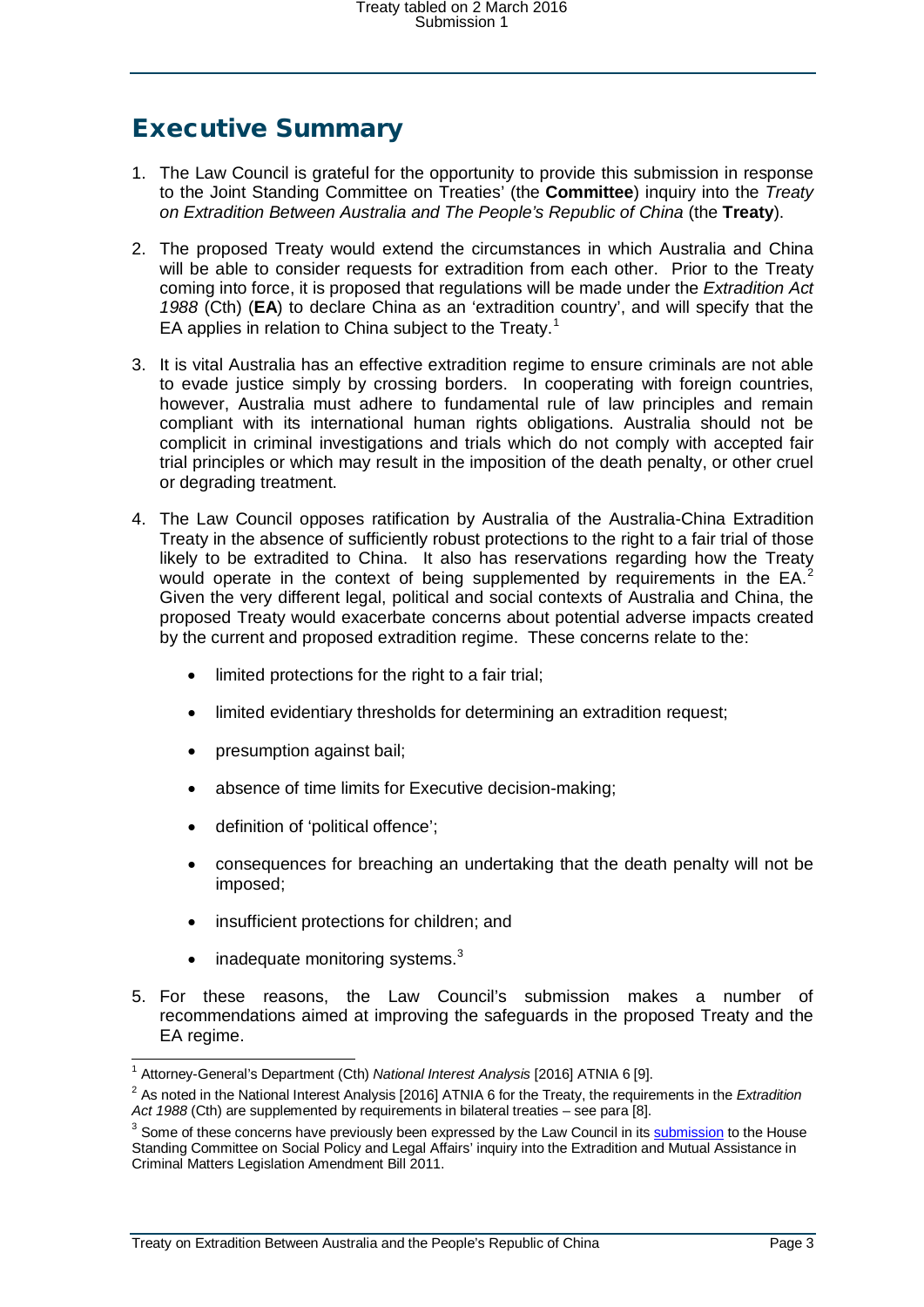# Executive Summary

1. The Law Council is grateful for the opportunity to provide this submission in response to the Joint Standing Committee on Treaties' (the **Committee**) inquiry into the *Treaty on Extradition Between Australia and The People's Republic of China* (the **Treaty**).

2. The proposed Treaty would extend the circumstances in which Australia and China will be able to consider requests for extradition from each other. Prior to the Treaty coming into force, it is proposed that regulations will be made under the *Extradition Act 1988* (Cth) (**EA**) to declare China as an 'extradition country', and will specify that the EA applies in relation to China subject to the Treaty.[1]

3. It is vital Australia has an effective extradition regime to ensure criminals are not able to evade justice simply by crossing borders. In cooperating with foreign countries, however, Australia must adhere to fundamental rule of law principles and remain compliant with its international human rights obligations. Australia should not be complicit in criminal investigations and trials which do not comply with accepted fair trial principles or which may result in the imposition of the death penalty, or other cruel or degrading treatment.

4. The Law Council opposes ratification by Australia of the Australia-China Extradition Treaty in the absence of sufficiently robust protections to the right to a fair trial of those likely to be extradited to China. It also has reservations regarding how the Treaty would operate in the context of being supplemented by requirements in the EA.[2] Given the very different legal, political and social contexts of Australia and China, the proposed Treaty would exacerbate concerns about potential adverse impacts created by the current and proposed extradition regime. These concerns relate to the:

   - limited protections for the right to a fair trial;
   - limited evidentiary thresholds for determining an extradition request;
   - presumption against bail;
   - absence of time limits for Executive decision-making;
   - definition of 'political offence';
   - consequences for breaching an undertaking that the death penalty will not be imposed;
   - insufficient protections for children; and
   - inadequate monitoring systems.[3]

5. For these reasons, the Law Council's submission makes a number of recommendations aimed at improving the safeguards in the proposed Treaty and the EA regime.

---

[1] Attorney-General's Department (Cth) *National Interest Analysis* [2016] ATNIA 6 [9].

[2] As noted in the National Interest Analysis [2016] ATNIA 6 for the Treaty, the requirements in the *Extradition Act 1988* (Cth) are supplemented by requirements in bilateral treaties – see para [8].

[3] Some of these concerns have previously been expressed by the Law Council in its submission to the House Standing Committee on Social Policy and Legal Affairs' inquiry into the Extradition and Mutual Assistance in Criminal Matters Legislation Amendment Bill 2011.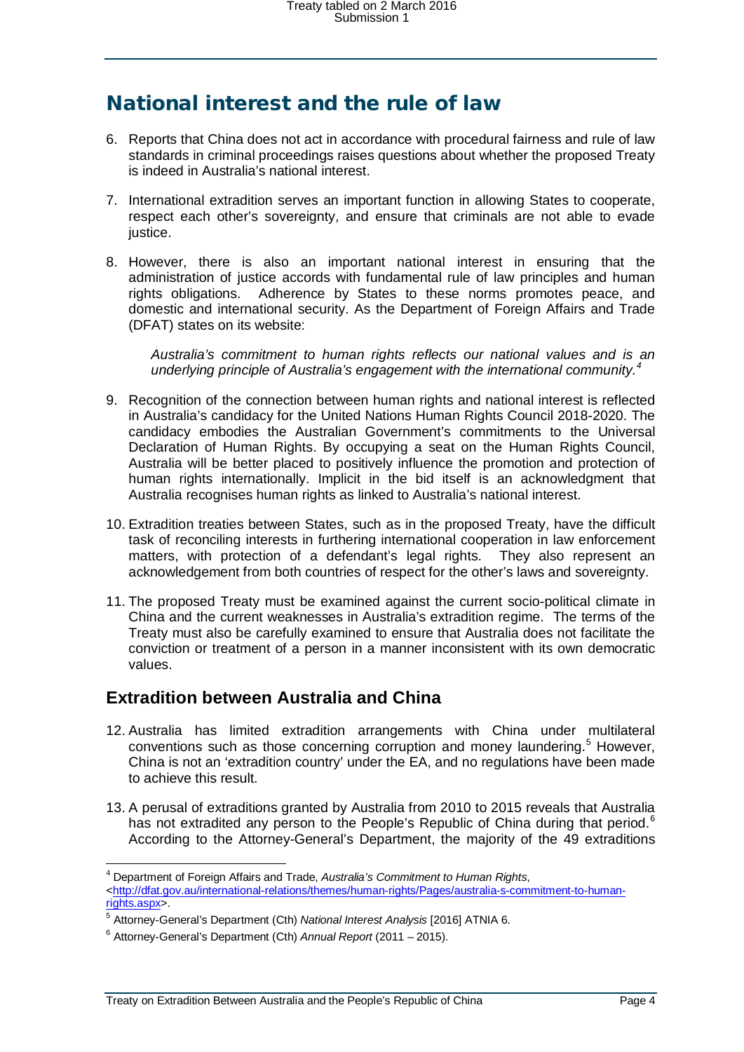# National interest and the rule of law

6. Reports that China does not act in accordance with procedural fairness and rule of law standards in criminal proceedings raises questions about whether the proposed Treaty is indeed in Australia's national interest.

7. International extradition serves an important function in allowing States to cooperate, respect each other's sovereignty, and ensure that criminals are not able to evade justice.

8. However, there is also an important national interest in ensuring that the administration of justice accords with fundamental rule of law principles and human rights obligations. Adherence by States to these norms promotes peace, and domestic and international security. As the Department of Foreign Affairs and Trade (DFAT) states on its website:

   *Australia's commitment to human rights reflects our national values and is an underlying principle of Australia's engagement with the international community.*[4]

9. Recognition of the connection between human rights and national interest is reflected in Australia's candidacy for the United Nations Human Rights Council 2018-2020. The candidacy embodies the Australian Government's commitments to the Universal Declaration of Human Rights. By occupying a seat on the Human Rights Council, Australia will be better placed to positively influence the promotion and protection of human rights internationally. Implicit in the bid itself is an acknowledgment that Australia recognises human rights as linked to Australia's national interest.

10. Extradition treaties between States, such as in the proposed Treaty, have the difficult task of reconciling interests in furthering international cooperation in law enforcement matters, with protection of a defendant's legal rights. They also represent an acknowledgement from both countries of respect for the other's laws and sovereignty.

11. The proposed Treaty must be examined against the current socio-political climate in China and the current weaknesses in Australia's extradition regime. The terms of the Treaty must also be carefully examined to ensure that Australia does not facilitate the conviction or treatment of a person in a manner inconsistent with its own democratic values.

## Extradition between Australia and China

12. Australia has limited extradition arrangements with China under multilateral conventions such as those concerning corruption and money laundering.[5] However, China is not an 'extradition country' under the EA, and no regulations have been made to achieve this result.

13. A perusal of extraditions granted by Australia from 2010 to 2015 reveals that Australia has not extradited any person to the People's Republic of China during that period.[6] According to the Attorney-General's Department, the majority of the 49 extraditions

---

[4] Department of Foreign Affairs and Trade, *Australia's Commitment to Human Rights*, <http://dfat.gov.au/international-relations/themes/human-rights/Pages/australia-s-commitment-to-human-rights.aspx>.

[5] Attorney-General's Department (Cth) *National Interest Analysis* [2016] ATNIA 6.

[6] Attorney-General's Department (Cth) *Annual Report* (2011 – 2015).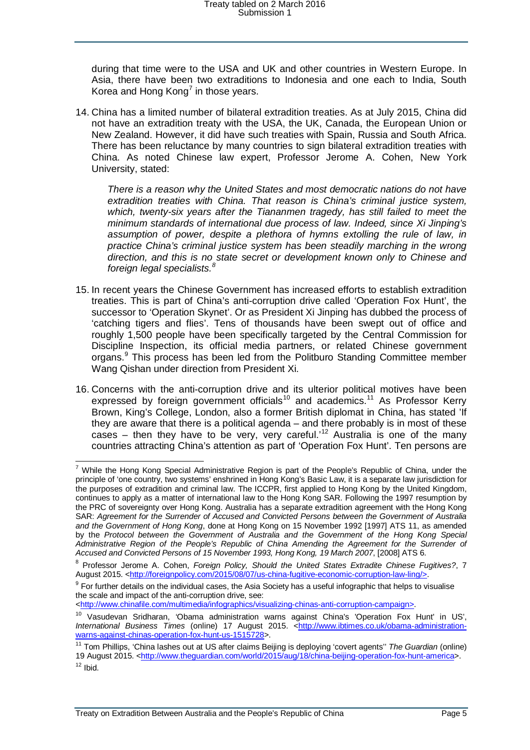during that time were to the USA and UK and other countries in Western Europe. In Asia, there have been two extraditions to Indonesia and one each to India, South Korea and Hong Kong[7] in those years.

14. China has a limited number of bilateral extradition treaties. As at July 2015, China did not have an extradition treaty with the USA, the UK, Canada, the European Union or New Zealand. However, it did have such treaties with Spain, Russia and South Africa. There has been reluctance by many countries to sign bilateral extradition treaties with China. As noted Chinese law expert, Professor Jerome A. Cohen, New York University, stated:

    *There is a reason why the United States and most democratic nations do not have extradition treaties with China. That reason is China's criminal justice system, which, twenty-six years after the Tiananmen tragedy, has still failed to meet the minimum standards of international due process of law. Indeed, since Xi Jinping's assumption of power, despite a plethora of hymns extolling the rule of law, in practice China's criminal justice system has been steadily marching in the wrong direction, and this is no state secret or development known only to Chinese and foreign legal specialists.*[8]

15. In recent years the Chinese Government has increased efforts to establish extradition treaties. This is part of China's anti-corruption drive called 'Operation Fox Hunt', the successor to 'Operation Skynet'. Or as President Xi Jinping has dubbed the process of 'catching tigers and flies'. Tens of thousands have been swept out of office and roughly 1,500 people have been specifically targeted by the Central Commission for Discipline Inspection, its official media partners, or related Chinese government organs.[9] This process has been led from the Politburo Standing Committee member Wang Qishan under direction from President Xi.

16. Concerns with the anti-corruption drive and its ulterior political motives have been expressed by foreign government officials[10] and academics.[11] As Professor Kerry Brown, King's College, London, also a former British diplomat in China, has stated 'If they are aware that there is a political agenda – and there probably is in most of these cases – then they have to be very, very careful.'[12] Australia is one of the many countries attracting China's attention as part of 'Operation Fox Hunt'. Ten persons are

---

[7] While the Hong Kong Special Administrative Region is part of the People's Republic of China, under the principle of 'one country, two systems' enshrined in Hong Kong's Basic Law, it is a separate law jurisdiction for the purposes of extradition and criminal law. The ICCPR, first applied to Hong Kong by the United Kingdom, continues to apply as a matter of international law to the Hong Kong SAR. Following the 1997 resumption by the PRC of sovereignty over Hong Kong. Australia has a separate extradition agreement with the Hong Kong SAR: *Agreement for the Surrender of Accused and Convicted Persons between the Government of Australia and the Government of Hong Kong*, done at Hong Kong on 15 November 1992 [1997] ATS 11, as amended by the *Protocol between the Government of Australia and the Government of the Hong Kong Special Administrative Region of the People's Republic of China Amending the Agreement for the Surrender of Accused and Convicted Persons of 15 November 1993, Hong Kong, 19 March 2007*, [2008] ATS 6.

[8] Professor Jerome A. Cohen, *Foreign Policy, Should the United States Extradite Chinese Fugitives?*, 7 August 2015. <http://foreignpolicy.com/2015/08/07/us-china-fugitive-economic-corruption-law-ling/>.

[9] For further details on the individual cases, the Asia Society has a useful infographic that helps to visualise the scale and impact of the anti-corruption drive, see: <http://www.chinafile.com/multimedia/infographics/visualizing-chinas-anti-corruption-campaign>.

[10] Vasudevan Sridharan, 'Obama administration warns against China's 'Operation Fox Hunt' in US', *International Business Times* (online) 17 August 2015. <http://www.ibtimes.co.uk/obama-administration-warns-against-chinas-operation-fox-hunt-us-1515728>.

[11] Tom Phillips, 'China lashes out at US after claims Beijing is deploying 'covert agents'' *The Guardian* (online) 19 August 2015. <http://www.theguardian.com/world/2015/aug/18/china-beijing-operation-fox-hunt-america>.

[12] Ibid.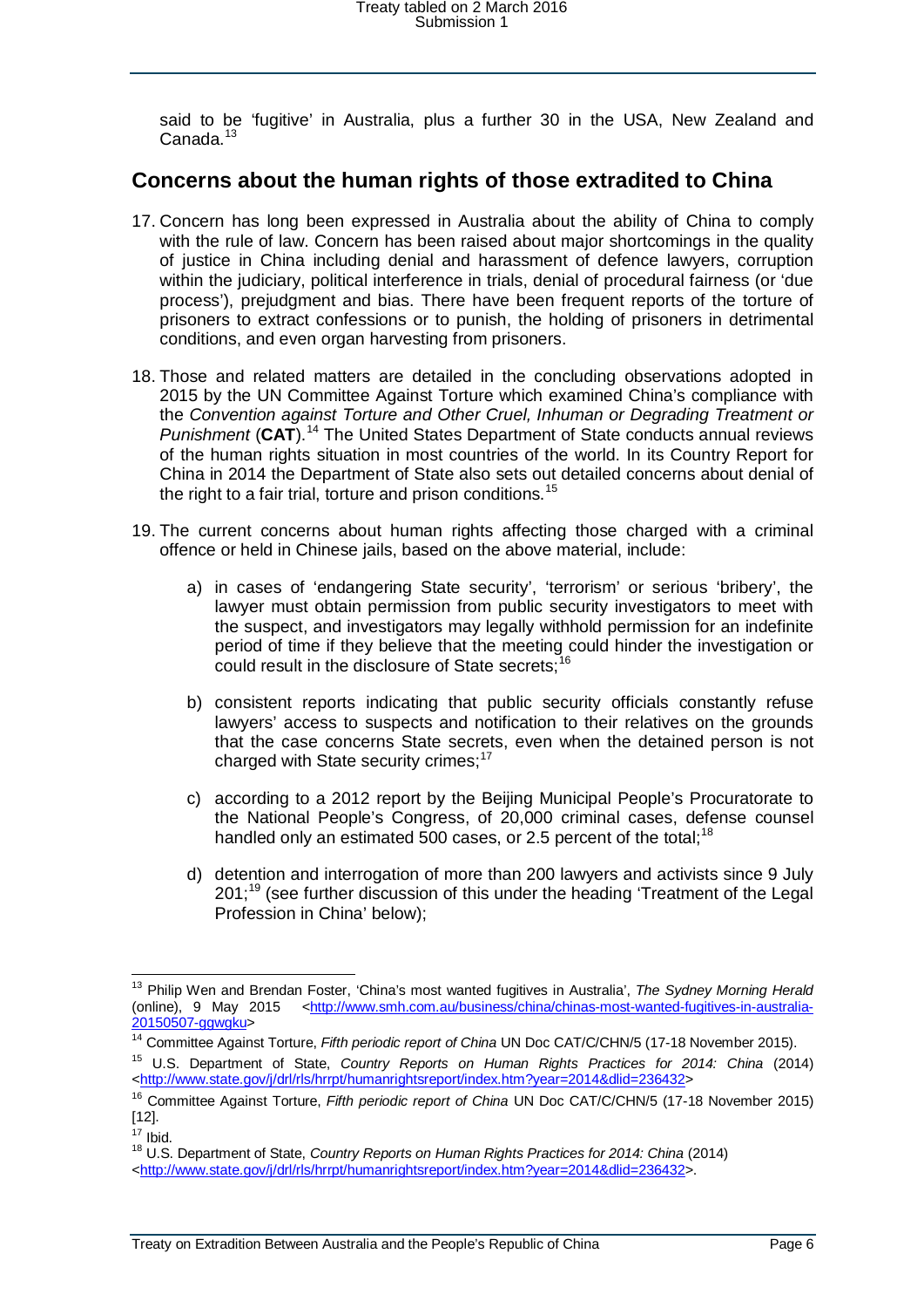said to be 'fugitive' in Australia, plus a further 30 in the USA, New Zealand and Canada.[13]

## Concerns about the human rights of those extradited to China

17. Concern has long been expressed in Australia about the ability of China to comply with the rule of law. Concern has been raised about major shortcomings in the quality of justice in China including denial and harassment of defence lawyers, corruption within the judiciary, political interference in trials, denial of procedural fairness (or 'due process'), prejudgment and bias. There have been frequent reports of the torture of prisoners to extract confessions or to punish, the holding of prisoners in detrimental conditions, and even organ harvesting from prisoners.

18. Those and related matters are detailed in the concluding observations adopted in 2015 by the UN Committee Against Torture which examined China's compliance with the *Convention against Torture and Other Cruel, Inhuman or Degrading Treatment or Punishment* (**CAT**).[14] The United States Department of State conducts annual reviews of the human rights situation in most countries of the world. In its Country Report for China in 2014 the Department of State also sets out detailed concerns about denial of the right to a fair trial, torture and prison conditions.[15]

19. The current concerns about human rights affecting those charged with a criminal offence or held in Chinese jails, based on the above material, include:

    a) in cases of 'endangering State security', 'terrorism' or serious 'bribery', the lawyer must obtain permission from public security investigators to meet with the suspect, and investigators may legally withhold permission for an indefinite period of time if they believe that the meeting could hinder the investigation or could result in the disclosure of State secrets;[16]

    b) consistent reports indicating that public security officials constantly refuse lawyers' access to suspects and notification to their relatives on the grounds that the case concerns State secrets, even when the detained person is not charged with State security crimes;[17]

    c) according to a 2012 report by the Beijing Municipal People's Procuratorate to the National People's Congress, of 20,000 criminal cases, defense counsel handled only an estimated 500 cases, or 2.5 percent of the total;[18]

    d) detention and interrogation of more than 200 lawyers and activists since 9 July 201;[19] (see further discussion of this under the heading 'Treatment of the Legal Profession in China' below);

---

[13] Philip Wen and Brendan Foster, 'China's most wanted fugitives in Australia', *The Sydney Morning Herald* (online), 9 May 2015 <http://www.smh.com.au/business/china/chinas-most-wanted-fugitives-in-australia-20150507-ggwgku>

[14] Committee Against Torture, *Fifth periodic report of China* UN Doc CAT/C/CHN/5 (17-18 November 2015).

[15] U.S. Department of State, *Country Reports on Human Rights Practices for 2014: China* (2014) <http://www.state.gov/j/drl/rls/hrrpt/humanrightsreport/index.htm?year=2014&dlid=236432>

[16] Committee Against Torture, *Fifth periodic report of China* UN Doc CAT/C/CHN/5 (17-18 November 2015) [12].

[17] Ibid.

[18] U.S. Department of State, *Country Reports on Human Rights Practices for 2014: China* (2014) <http://www.state.gov/j/drl/rls/hrrpt/humanrightsreport/index.htm?year=2014&dlid=236432>.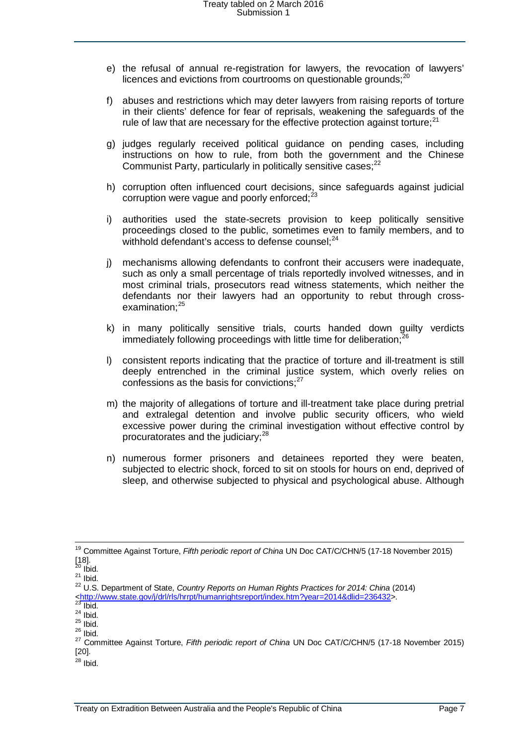e) the refusal of annual re-registration for lawyers, the revocation of lawyers' licences and evictions from courtrooms on questionable grounds;[20]

f) abuses and restrictions which may deter lawyers from raising reports of torture in their clients' defence for fear of reprisals, weakening the safeguards of the rule of law that are necessary for the effective protection against torture;[21]

g) judges regularly received political guidance on pending cases, including instructions on how to rule, from both the government and the Chinese Communist Party, particularly in politically sensitive cases;[22]

h) corruption often influenced court decisions, since safeguards against judicial corruption were vague and poorly enforced;[23]

i) authorities used the state-secrets provision to keep politically sensitive proceedings closed to the public, sometimes even to family members, and to withhold defendant's access to defense counsel;[24]

j) mechanisms allowing defendants to confront their accusers were inadequate, such as only a small percentage of trials reportedly involved witnesses, and in most criminal trials, prosecutors read witness statements, which neither the defendants nor their lawyers had an opportunity to rebut through cross-examination;[25]

k) in many politically sensitive trials, courts handed down guilty verdicts immediately following proceedings with little time for deliberation;[26]

l) consistent reports indicating that the practice of torture and ill-treatment is still deeply entrenched in the criminal justice system, which overly relies on confessions as the basis for convictions;[27]

m) the majority of allegations of torture and ill-treatment take place during pretrial and extralegal detention and involve public security officers, who wield excessive power during the criminal investigation without effective control by procuratorates and the judiciary;[28]

n) numerous former prisoners and detainees reported they were beaten, subjected to electric shock, forced to sit on stools for hours on end, deprived of sleep, and otherwise subjected to physical and psychological abuse. Although

---

[19] Committee Against Torture, *Fifth periodic report of China* UN Doc CAT/C/CHN/5 (17-18 November 2015) [18].

[20] Ibid.

[21] Ibid.

[22] U.S. Department of State, *Country Reports on Human Rights Practices for 2014: China* (2014) <http://www.state.gov/j/drl/rls/hrrpt/humanrightsreport/index.htm?year=2014&dlid=236432>.

[23] Ibid.

[24] Ibid.

[25] Ibid.

[26] Ibid.

[27] Committee Against Torture, *Fifth periodic report of China* UN Doc CAT/C/CHN/5 (17-18 November 2015) [20].

[28] Ibid.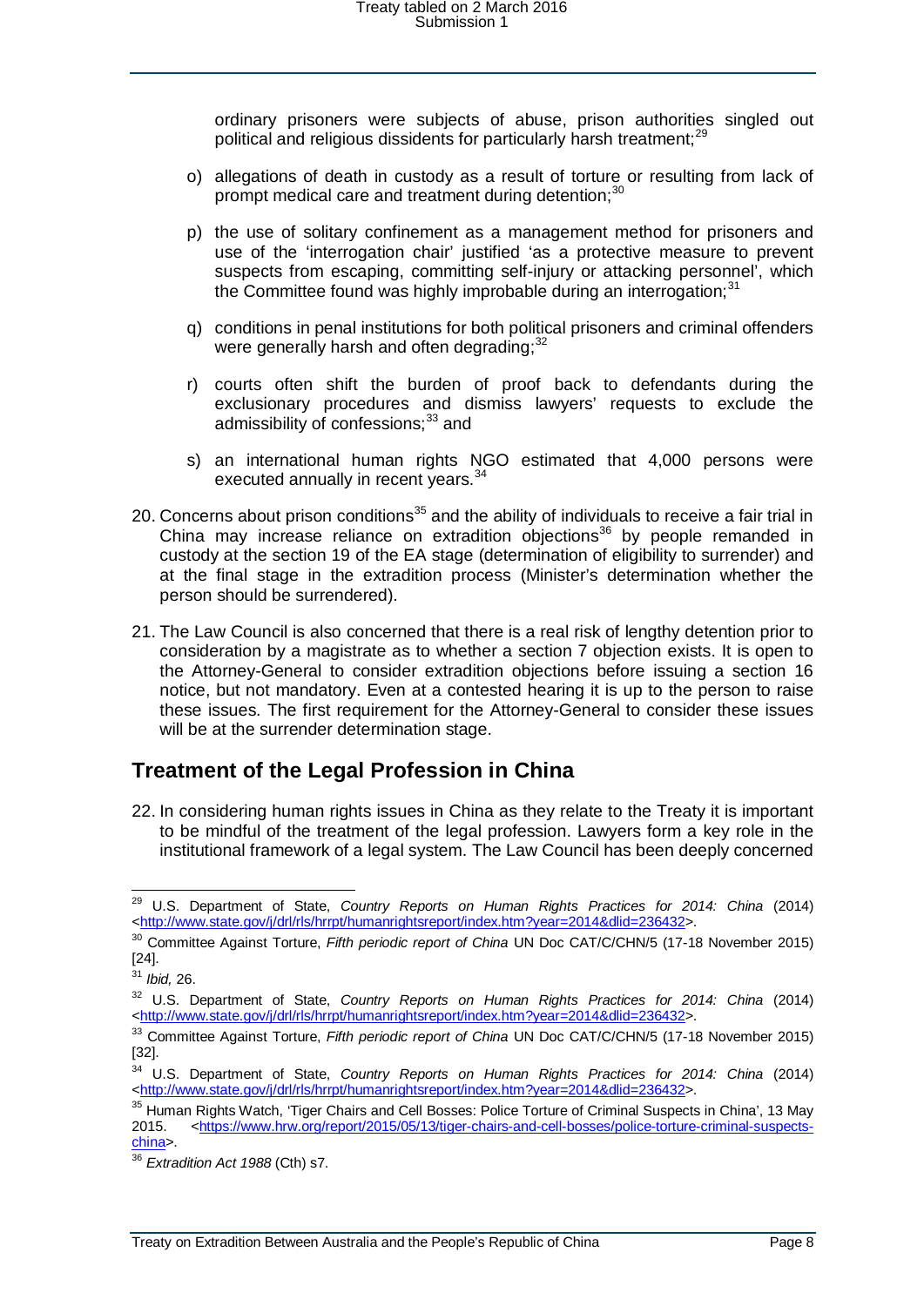ordinary prisoners were subjects of abuse, prison authorities singled out political and religious dissidents for particularly harsh treatment;[29]

o) allegations of death in custody as a result of torture or resulting from lack of prompt medical care and treatment during detention;[30]

p) the use of solitary confinement as a management method for prisoners and use of the 'interrogation chair' justified 'as a protective measure to prevent suspects from escaping, committing self-injury or attacking personnel', which the Committee found was highly improbable during an interrogation;[31]

q) conditions in penal institutions for both political prisoners and criminal offenders were generally harsh and often degrading;[32]

r) courts often shift the burden of proof back to defendants during the exclusionary procedures and dismiss lawyers' requests to exclude the admissibility of confessions;[33] and

s) an international human rights NGO estimated that 4,000 persons were executed annually in recent years.[34]

20. Concerns about prison conditions[35] and the ability of individuals to receive a fair trial in China may increase reliance on extradition objections[36] by people remanded in custody at the section 19 of the EA stage (determination of eligibility to surrender) and at the final stage in the extradition process (Minister's determination whether the person should be surrendered).

21. The Law Council is also concerned that there is a real risk of lengthy detention prior to consideration by a magistrate as to whether a section 7 objection exists. It is open to the Attorney-General to consider extradition objections before issuing a section 16 notice, but not mandatory. Even at a contested hearing it is up to the person to raise these issues. The first requirement for the Attorney-General to consider these issues will be at the surrender determination stage.

## Treatment of the Legal Profession in China

22. In considering human rights issues in China as they relate to the Treaty it is important to be mindful of the treatment of the legal profession. Lawyers form a key role in the institutional framework of a legal system. The Law Council has been deeply concerned

---

[29] U.S. Department of State, *Country Reports on Human Rights Practices for 2014: China* (2014) <http://www.state.gov/j/drl/rls/hrrpt/humanrightsreport/index.htm?year=2014&dlid=236432>.

[30] Committee Against Torture, *Fifth periodic report of China* UN Doc CAT/C/CHN/5 (17-18 November 2015) [24].

[31] *Ibid,* 26.

[32] U.S. Department of State, *Country Reports on Human Rights Practices for 2014: China* (2014) <http://www.state.gov/j/drl/rls/hrrpt/humanrightsreport/index.htm?year=2014&dlid=236432>.

[33] Committee Against Torture, *Fifth periodic report of China* UN Doc CAT/C/CHN/5 (17-18 November 2015) [32].

[34] U.S. Department of State, *Country Reports on Human Rights Practices for 2014: China* (2014) <http://www.state.gov/j/drl/rls/hrrpt/humanrightsreport/index.htm?year=2014&dlid=236432>.

[35] Human Rights Watch, 'Tiger Chairs and Cell Bosses: Police Torture of Criminal Suspects in China', 13 May 2015. <https://www.hrw.org/report/2015/05/13/tiger-chairs-and-cell-bosses/police-torture-criminal-suspects-china>.

[36] *Extradition Act 1988* (Cth) s7.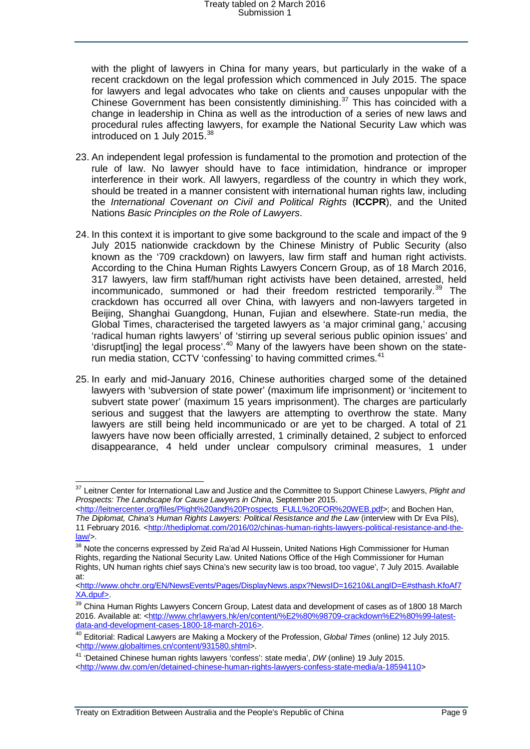with the plight of lawyers in China for many years, but particularly in the wake of a recent crackdown on the legal profession which commenced in July 2015. The space for lawyers and legal advocates who take on clients and causes unpopular with the Chinese Government has been consistently diminishing.[37] This has coincided with a change in leadership in China as well as the introduction of a series of new laws and procedural rules affecting lawyers, for example the National Security Law which was introduced on 1 July 2015.[38]

23. An independent legal profession is fundamental to the promotion and protection of the rule of law. No lawyer should have to face intimidation, hindrance or improper interference in their work. All lawyers, regardless of the country in which they work, should be treated in a manner consistent with international human rights law, including the *International Covenant on Civil and Political Rights* (**ICCPR**), and the United Nations *Basic Principles on the Role of Lawyers*.

24. In this context it is important to give some background to the scale and impact of the 9 July 2015 nationwide crackdown by the Chinese Ministry of Public Security (also known as the '709 crackdown) on lawyers, law firm staff and human right activists. According to the China Human Rights Lawyers Concern Group, as of 18 March 2016, 317 lawyers, law firm staff/human right activists have been detained, arrested, held incommunicado, summoned or had their freedom restricted temporarily.[39] The crackdown has occurred all over China, with lawyers and non-lawyers targeted in Beijing, Shanghai Guangdong, Hunan, Fujian and elsewhere. State-run media, the Global Times, characterised the targeted lawyers as 'a major criminal gang,' accusing 'radical human rights lawyers' of 'stirring up several serious public opinion issues' and 'disrupt[ing] the legal process'.[40] Many of the lawyers have been shown on the state-run media station, CCTV 'confessing' to having committed crimes.[41]

25. In early and mid-January 2016, Chinese authorities charged some of the detained lawyers with 'subversion of state power' (maximum life imprisonment) or 'incitement to subvert state power' (maximum 15 years imprisonment). The charges are particularly serious and suggest that the lawyers are attempting to overthrow the state. Many lawyers are still being held incommunicado or are yet to be charged. A total of 21 lawyers have now been officially arrested, 1 criminally detained, 2 subject to enforced disappearance, 4 held under unclear compulsory criminal measures, 1 under

---

[37] Leitner Center for International Law and Justice and the Committee to Support Chinese Lawyers, *Plight and Prospects: The Landscape for Cause Lawyers in China*, September 2015. <http://leitnercenter.org/files/Plight%20and%20Prospects_FULL%20FOR%20WEB.pdf>; and Bochen Han, *The Diplomat, China's Human Rights Lawyers: Political Resistance and the Law* (interview with Dr Eva Pils), 11 February 2016. <http://thediplomat.com/2016/02/chinas-human-rights-lawyers-political-resistance-and-the-law/>.

[38] Note the concerns expressed by Zeid Ra'ad Al Hussein, United Nations High Commissioner for Human Rights, regarding the National Security Law. United Nations Office of the High Commissioner for Human Rights, UN human rights chief says China's new security law is too broad, too vague', 7 July 2015. Available at: <http://www.ohchr.org/EN/NewsEvents/Pages/DisplayNews.aspx?NewsID=16210&LangID=E#sthash.KfoAf7XA.dpuf>.

[39] China Human Rights Lawyers Concern Group, Latest data and development of cases as of 1800 18 March 2016. Available at: <http://www.chrlawyers.hk/en/content/%E2%80%98709-crackdown%E2%80%99-latest-data-and-development-cases-1800-18-march-2016>.

[40] Editorial: Radical Lawyers are Making a Mockery of the Profession, *Global Times* (online) 12 July 2015. <http://www.globaltimes.cn/content/931580.shtml>.

[41] 'Detained Chinese human rights lawyers 'confess': state media', *DW* (online) 19 July 2015. <http://www.dw.com/en/detained-chinese-human-rights-lawyers-confess-state-media/a-18594110>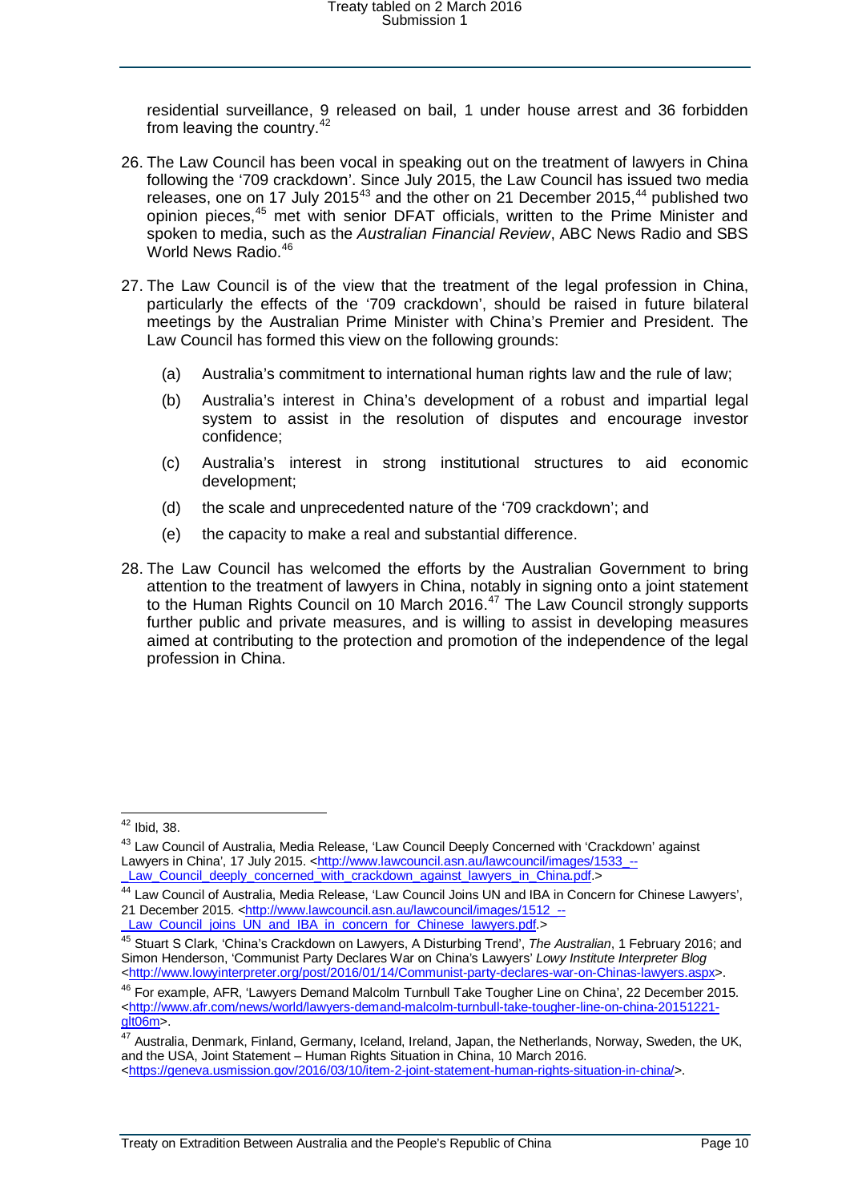residential surveillance, 9 released on bail, 1 under house arrest and 36 forbidden from leaving the country.[42]

26. The Law Council has been vocal in speaking out on the treatment of lawyers in China following the '709 crackdown'. Since July 2015, the Law Council has issued two media releases, one on 17 July 2015[43] and the other on 21 December 2015,[44] published two opinion pieces,[45] met with senior DFAT officials, written to the Prime Minister and spoken to media, such as the *Australian Financial Review*, ABC News Radio and SBS World News Radio.[46]

27. The Law Council is of the view that the treatment of the legal profession in China, particularly the effects of the '709 crackdown', should be raised in future bilateral meetings by the Australian Prime Minister with China's Premier and President. The Law Council has formed this view on the following grounds:

    (a) Australia's commitment to international human rights law and the rule of law;

    (b) Australia's interest in China's development of a robust and impartial legal system to assist in the resolution of disputes and encourage investor confidence;

    (c) Australia's interest in strong institutional structures to aid economic development;

    (d) the scale and unprecedented nature of the '709 crackdown'; and

    (e) the capacity to make a real and substantial difference.

28. The Law Council has welcomed the efforts by the Australian Government to bring attention to the treatment of lawyers in China, notably in signing onto a joint statement to the Human Rights Council on 10 March 2016.[47] The Law Council strongly supports further public and private measures, and is willing to assist in developing measures aimed at contributing to the protection and promotion of the independence of the legal profession in China.

---

[42] Ibid, 38.

[43] Law Council of Australia, Media Release, 'Law Council Deeply Concerned with 'Crackdown' against Lawyers in China', 17 July 2015. <http://www.lawcouncil.asn.au/lawcouncil/images/1533_--_Law_Council_deeply_concerned_with_crackdown_against_lawyers_in_China.pdf.>

[44] Law Council of Australia, Media Release, 'Law Council Joins UN and IBA in Concern for Chinese Lawyers', 21 December 2015. <http://www.lawcouncil.asn.au/lawcouncil/images/1512_--_Law_Council_joins_UN_and_IBA_in_concern_for_Chinese_lawyers.pdf.>

[45] Stuart S Clark, 'China's Crackdown on Lawyers, A Disturbing Trend', *The Australian*, 1 February 2016; and Simon Henderson, 'Communist Party Declares War on China's Lawyers' *Lowy Institute Interpreter Blog* <http://www.lowyinterpreter.org/post/2016/01/14/Communist-party-declares-war-on-Chinas-lawyers.aspx>.

[46] For example, AFR, 'Lawyers Demand Malcolm Turnbull Take Tougher Line on China', 22 December 2015. <http://www.afr.com/news/world/lawyers-demand-malcolm-turnbull-take-tougher-line-on-china-20151221-glt06m>.

[47] Australia, Denmark, Finland, Germany, Iceland, Ireland, Japan, the Netherlands, Norway, Sweden, the UK, and the USA, Joint Statement – Human Rights Situation in China, 10 March 2016. <https://geneva.usmission.gov/2016/03/10/item-2-joint-statement-human-rights-situation-in-china/>.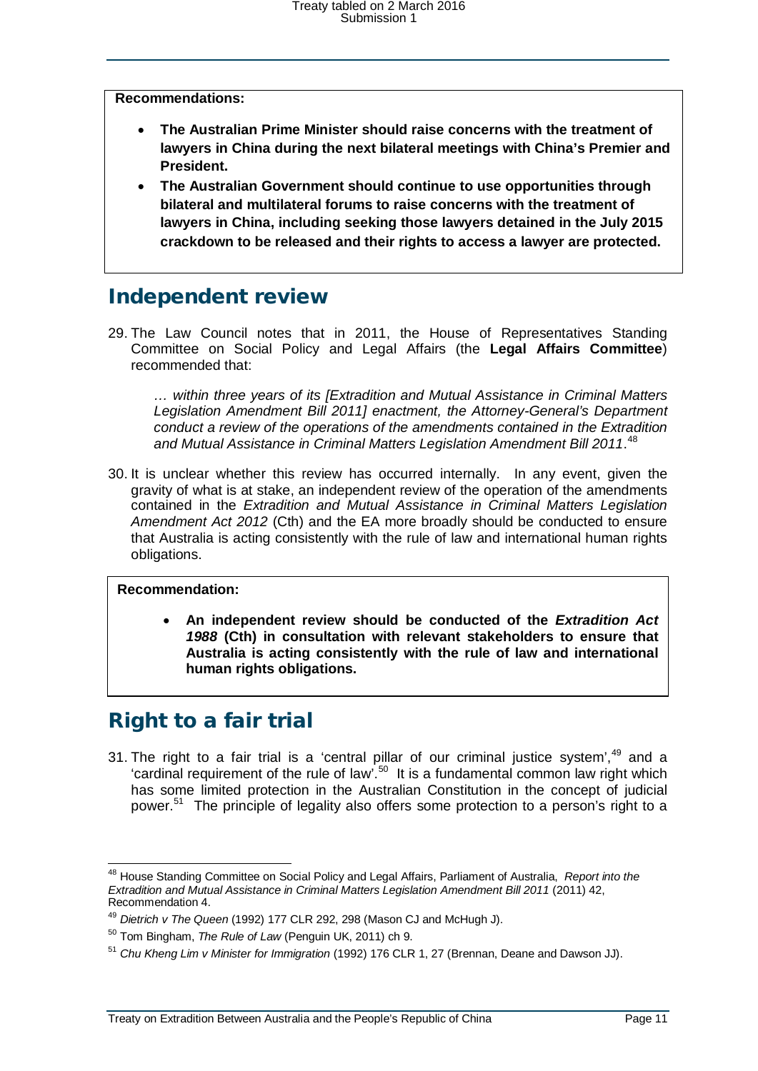**Recommendations:**

- **The Australian Prime Minister should raise concerns with the treatment of lawyers in China during the next bilateral meetings with China's Premier and President.**
- **The Australian Government should continue to use opportunities through bilateral and multilateral forums to raise concerns with the treatment of lawyers in China, including seeking those lawyers detained in the July 2015 crackdown to be released and their rights to access a lawyer are protected.**

## Independent review

29. The Law Council notes that in 2011, the House of Representatives Standing Committee on Social Policy and Legal Affairs (the **Legal Affairs Committee**) recommended that:

    *… within three years of its [Extradition and Mutual Assistance in Criminal Matters Legislation Amendment Bill 2011] enactment, the Attorney-General's Department conduct a review of the operations of the amendments contained in the Extradition and Mutual Assistance in Criminal Matters Legislation Amendment Bill 2011*.[48]

30. It is unclear whether this review has occurred internally. In any event, given the gravity of what is at stake, an independent review of the operation of the amendments contained in the *Extradition and Mutual Assistance in Criminal Matters Legislation Amendment Act 2012* (Cth) and the EA more broadly should be conducted to ensure that Australia is acting consistently with the rule of law and international human rights obligations.

**Recommendation:**

- **An independent review should be conducted of the *Extradition Act 1988* (Cth) in consultation with relevant stakeholders to ensure that Australia is acting consistently with the rule of law and international human rights obligations.**

## Right to a fair trial

31. The right to a fair trial is a 'central pillar of our criminal justice system',[49] and a 'cardinal requirement of the rule of law'.[50] It is a fundamental common law right which has some limited protection in the Australian Constitution in the concept of judicial power.[51] The principle of legality also offers some protection to a person's right to a

---

[48] House Standing Committee on Social Policy and Legal Affairs, Parliament of Australia, *Report into the Extradition and Mutual Assistance in Criminal Matters Legislation Amendment Bill 2011* (2011) 42, Recommendation 4.

[49] *Dietrich v The Queen* (1992) 177 CLR 292, 298 (Mason CJ and McHugh J).

[50] Tom Bingham, *The Rule of Law* (Penguin UK, 2011) ch 9.

[51] *Chu Kheng Lim v Minister for Immigration* (1992) 176 CLR 1, 27 (Brennan, Deane and Dawson JJ).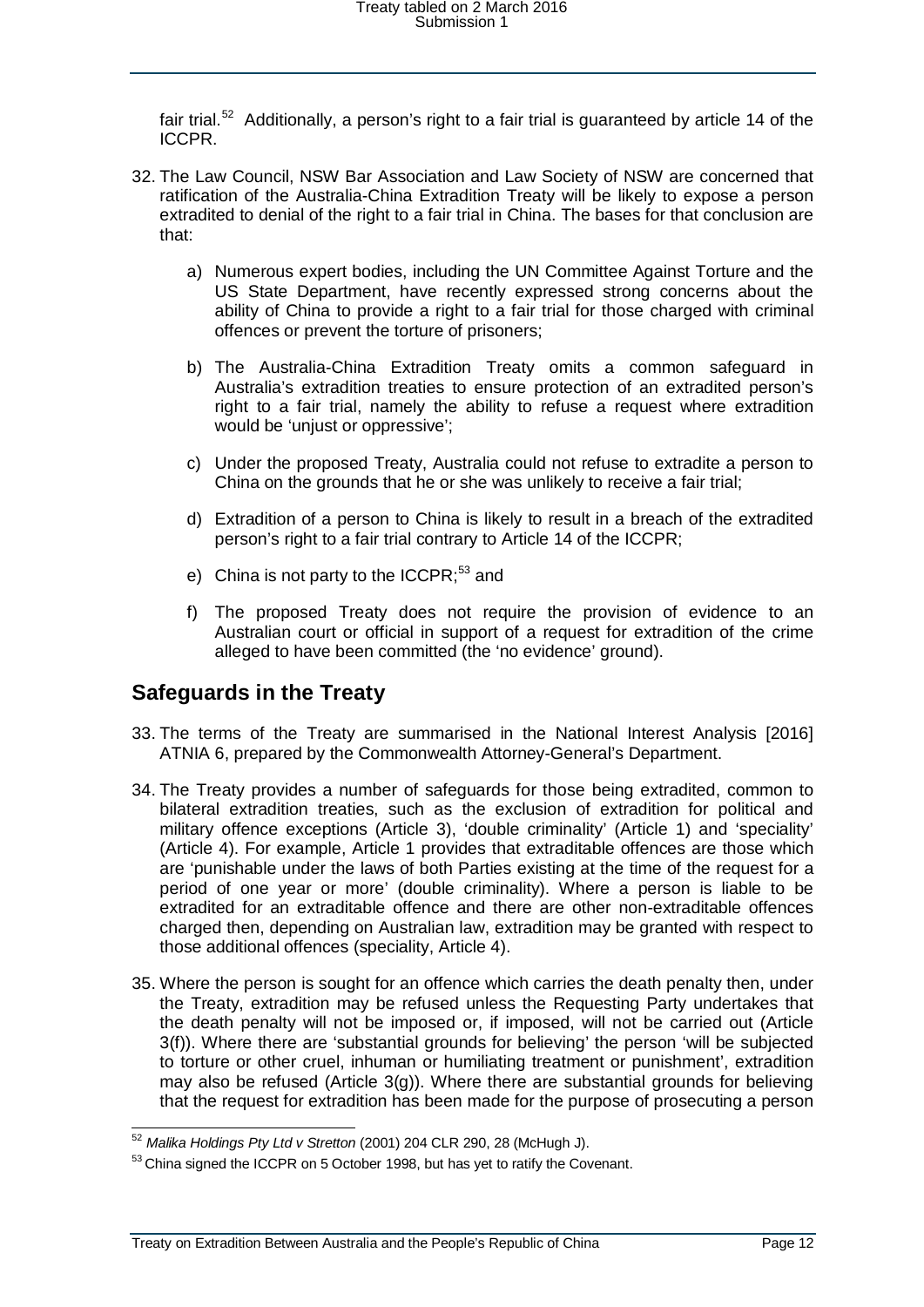fair trial.[52] Additionally, a person's right to a fair trial is guaranteed by article 14 of the ICCPR.

32. The Law Council, NSW Bar Association and Law Society of NSW are concerned that ratification of the Australia-China Extradition Treaty will be likely to expose a person extradited to denial of the right to a fair trial in China. The bases for that conclusion are that:

    a) Numerous expert bodies, including the UN Committee Against Torture and the US State Department, have recently expressed strong concerns about the ability of China to provide a right to a fair trial for those charged with criminal offences or prevent the torture of prisoners;

    b) The Australia-China Extradition Treaty omits a common safeguard in Australia's extradition treaties to ensure protection of an extradited person's right to a fair trial, namely the ability to refuse a request where extradition would be 'unjust or oppressive';

    c) Under the proposed Treaty, Australia could not refuse to extradite a person to China on the grounds that he or she was unlikely to receive a fair trial;

    d) Extradition of a person to China is likely to result in a breach of the extradited person's right to a fair trial contrary to Article 14 of the ICCPR;

    e) China is not party to the ICCPR;[53] and

    f) The proposed Treaty does not require the provision of evidence to an Australian court or official in support of a request for extradition of the crime alleged to have been committed (the 'no evidence' ground).

## Safeguards in the Treaty

33. The terms of the Treaty are summarised in the National Interest Analysis [2016] ATNIA 6, prepared by the Commonwealth Attorney-General's Department.

34. The Treaty provides a number of safeguards for those being extradited, common to bilateral extradition treaties, such as the exclusion of extradition for political and military offence exceptions (Article 3), 'double criminality' (Article 1) and 'speciality' (Article 4). For example, Article 1 provides that extraditable offences are those which are 'punishable under the laws of both Parties existing at the time of the request for a period of one year or more' (double criminality). Where a person is liable to be extradited for an extraditable offence and there are other non-extraditable offences charged then, depending on Australian law, extradition may be granted with respect to those additional offences (speciality, Article 4).

35. Where the person is sought for an offence which carries the death penalty then, under the Treaty, extradition may be refused unless the Requesting Party undertakes that the death penalty will not be imposed or, if imposed, will not be carried out (Article 3(f)). Where there are 'substantial grounds for believing' the person 'will be subjected to torture or other cruel, inhuman or humiliating treatment or punishment', extradition may also be refused (Article 3(g)). Where there are substantial grounds for believing that the request for extradition has been made for the purpose of prosecuting a person

---

[52] *Malika Holdings Pty Ltd v Stretton* (2001) 204 CLR 290, 28 (McHugh J).

[53] China signed the ICCPR on 5 October 1998, but has yet to ratify the Covenant.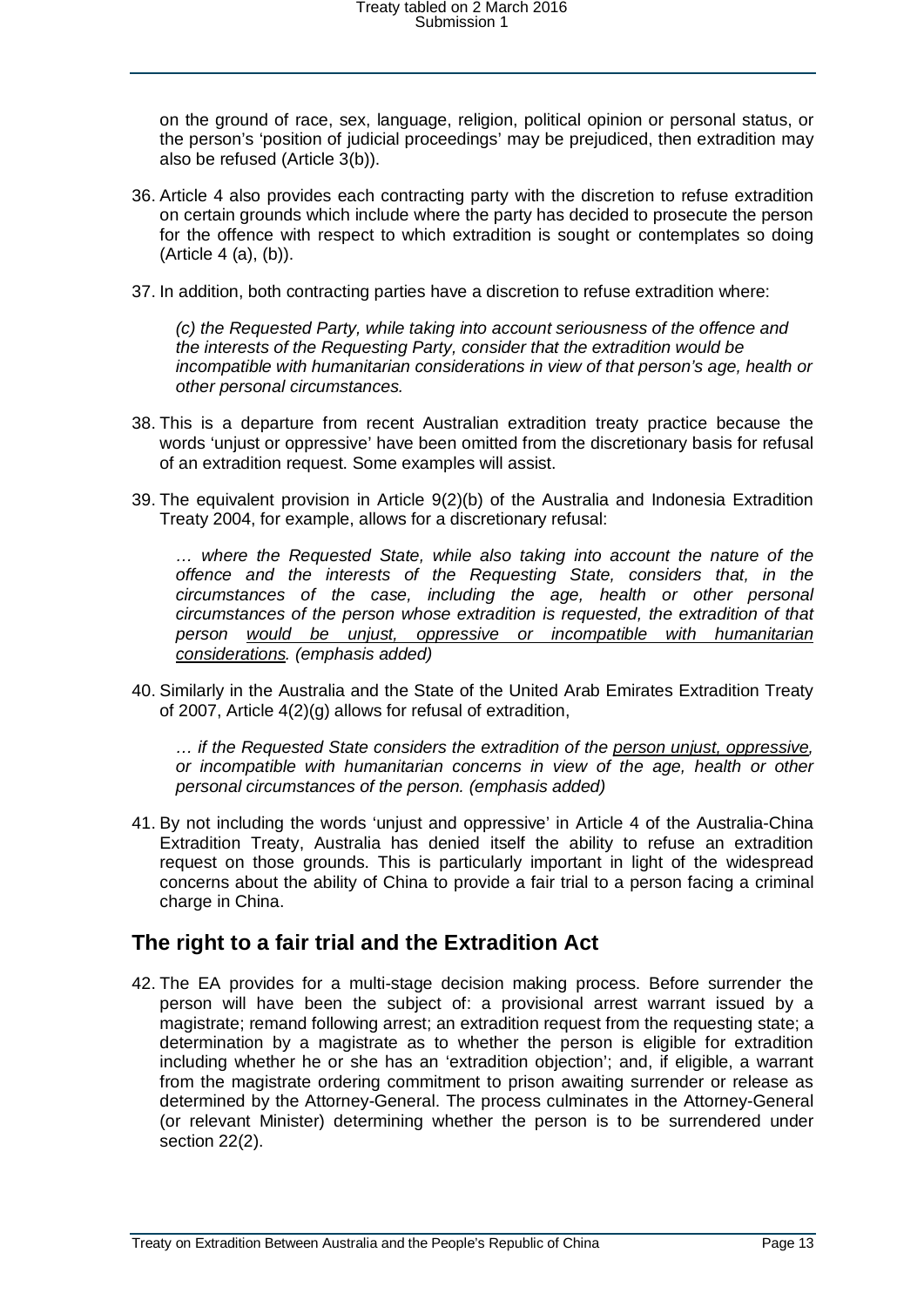on the ground of race, sex, language, religion, political opinion or personal status, or the person's 'position of judicial proceedings' may be prejudiced, then extradition may also be refused (Article 3(b)).

36. Article 4 also provides each contracting party with the discretion to refuse extradition on certain grounds which include where the party has decided to prosecute the person for the offence with respect to which extradition is sought or contemplates so doing (Article 4 (a), (b)).

37. In addition, both contracting parties have a discretion to refuse extradition where:

    *(c) the Requested Party, while taking into account seriousness of the offence and the interests of the Requesting Party, consider that the extradition would be incompatible with humanitarian considerations in view of that person's age, health or other personal circumstances.*

38. This is a departure from recent Australian extradition treaty practice because the words 'unjust or oppressive' have been omitted from the discretionary basis for refusal of an extradition request. Some examples will assist.

39. The equivalent provision in Article 9(2)(b) of the Australia and Indonesia Extradition Treaty 2004, for example, allows for a discretionary refusal:

    *… where the Requested State, while also taking into account the nature of the offence and the interests of the Requesting State, considers that, in the circumstances of the case, including the age, health or other personal circumstances of the person whose extradition is requested, the extradition of that person <u>would be unjust, oppressive or incompatible with humanitarian considerations</u>. (emphasis added)*

40. Similarly in the Australia and the State of the United Arab Emirates Extradition Treaty of 2007, Article 4(2)(g) allows for refusal of extradition,

    *… if the Requested State considers the extradition of the <u>person unjust, oppressive</u>, or incompatible with humanitarian concerns in view of the age, health or other personal circumstances of the person. (emphasis added)*

41. By not including the words 'unjust and oppressive' in Article 4 of the Australia-China Extradition Treaty, Australia has denied itself the ability to refuse an extradition request on those grounds. This is particularly important in light of the widespread concerns about the ability of China to provide a fair trial to a person facing a criminal charge in China.

## The right to a fair trial and the Extradition Act

42. The EA provides for a multi-stage decision making process. Before surrender the person will have been the subject of: a provisional arrest warrant issued by a magistrate; remand following arrest; an extradition request from the requesting state; a determination by a magistrate as to whether the person is eligible for extradition including whether he or she has an 'extradition objection'; and, if eligible, a warrant from the magistrate ordering commitment to prison awaiting surrender or release as determined by the Attorney-General. The process culminates in the Attorney-General (or relevant Minister) determining whether the person is to be surrendered under section 22(2).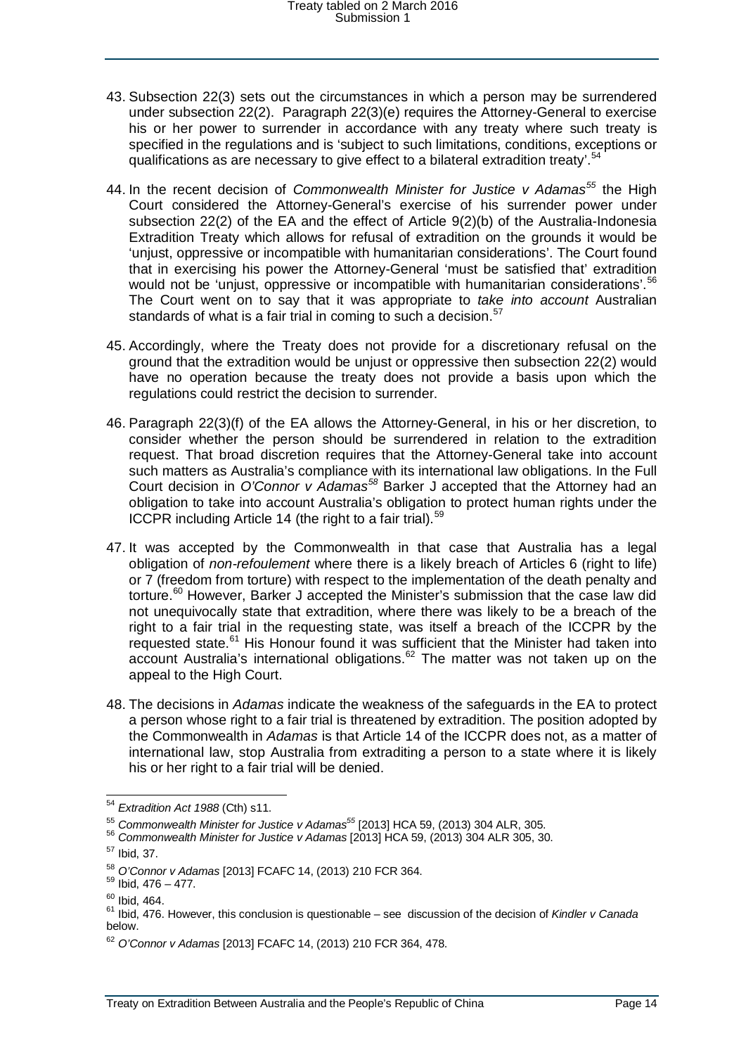43. Subsection 22(3) sets out the circumstances in which a person may be surrendered under subsection 22(2). Paragraph 22(3)(e) requires the Attorney-General to exercise his or her power to surrender in accordance with any treaty where such treaty is specified in the regulations and is 'subject to such limitations, conditions, exceptions or qualifications as are necessary to give effect to a bilateral extradition treaty'.[54]

44. In the recent decision of *Commonwealth Minister for Justice v Adamas*[55] the High Court considered the Attorney-General's exercise of his surrender power under subsection 22(2) of the EA and the effect of Article 9(2)(b) of the Australia-Indonesia Extradition Treaty which allows for refusal of extradition on the grounds it would be 'unjust, oppressive or incompatible with humanitarian considerations'. The Court found that in exercising his power the Attorney-General 'must be satisfied that' extradition would not be 'unjust, oppressive or incompatible with humanitarian considerations'.[56] The Court went on to say that it was appropriate to *take into account* Australian standards of what is a fair trial in coming to such a decision.[57]

45. Accordingly, where the Treaty does not provide for a discretionary refusal on the ground that the extradition would be unjust or oppressive then subsection 22(2) would have no operation because the treaty does not provide a basis upon which the regulations could restrict the decision to surrender.

46. Paragraph 22(3)(f) of the EA allows the Attorney-General, in his or her discretion, to consider whether the person should be surrendered in relation to the extradition request. That broad discretion requires that the Attorney-General take into account such matters as Australia's compliance with its international law obligations. In the Full Court decision in *O'Connor v Adamas*[58] Barker J accepted that the Attorney had an obligation to take into account Australia's obligation to protect human rights under the ICCPR including Article 14 (the right to a fair trial).[59]

47. It was accepted by the Commonwealth in that case that Australia has a legal obligation of *non-refoulement* where there is a likely breach of Articles 6 (right to life) or 7 (freedom from torture) with respect to the implementation of the death penalty and torture.[60] However, Barker J accepted the Minister's submission that the case law did not unequivocally state that extradition, where there was likely to be a breach of the right to a fair trial in the requesting state, was itself a breach of the ICCPR by the requested state.[61] His Honour found it was sufficient that the Minister had taken into account Australia's international obligations.[62] The matter was not taken up on the appeal to the High Court.

48. The decisions in *Adamas* indicate the weakness of the safeguards in the EA to protect a person whose right to a fair trial is threatened by extradition. The position adopted by the Commonwealth in *Adamas* is that Article 14 of the ICCPR does not, as a matter of international law, stop Australia from extraditing a person to a state where it is likely his or her right to a fair trial will be denied.

---

[54] *Extradition Act 1988* (Cth) s11.

[55] *Commonwealth Minister for Justice v Adamas*[55] [2013] HCA 59, (2013) 304 ALR, 305.

[56] *Commonwealth Minister for Justice v Adamas* [2013] HCA 59, (2013) 304 ALR 305, 30.

[57] Ibid, 37.

[58] *O'Connor v Adamas* [2013] FCAFC 14, (2013) 210 FCR 364.

[59] Ibid, 476 – 477.

[60] Ibid, 464.

[61] Ibid, 476. However, this conclusion is questionable – see discussion of the decision of *Kindler v Canada* below.

[62] *O'Connor v Adamas* [2013] FCAFC 14, (2013) 210 FCR 364, 478.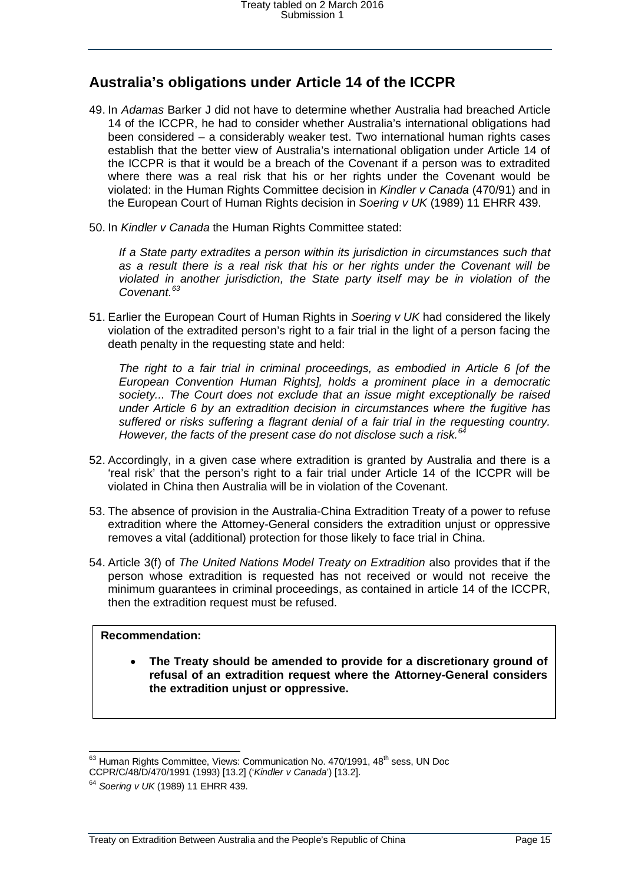## Australia's obligations under Article 14 of the ICCPR

49. In *Adamas* Barker J did not have to determine whether Australia had breached Article 14 of the ICCPR, he had to consider whether Australia's international obligations had been considered – a considerably weaker test. Two international human rights cases establish that the better view of Australia's international obligation under Article 14 of the ICCPR is that it would be a breach of the Covenant if a person was to extradited where there was a real risk that his or her rights under the Covenant would be violated: in the Human Rights Committee decision in *Kindler v Canada* (470/91) and in the European Court of Human Rights decision in *Soering v UK* (1989) 11 EHRR 439.

50. In *Kindler v Canada* the Human Rights Committee stated:

> *If a State party extradites a person within its jurisdiction in circumstances such that as a result there is a real risk that his or her rights under the Covenant will be violated in another jurisdiction, the State party itself may be in violation of the Covenant.*[63]

51. Earlier the European Court of Human Rights in *Soering v UK* had considered the likely violation of the extradited person's right to a fair trial in the light of a person facing the death penalty in the requesting state and held:

> *The right to a fair trial in criminal proceedings, as embodied in Article 6 [of the European Convention Human Rights], holds a prominent place in a democratic society... The Court does not exclude that an issue might exceptionally be raised under Article 6 by an extradition decision in circumstances where the fugitive has suffered or risks suffering a flagrant denial of a fair trial in the requesting country. However, the facts of the present case do not disclose such a risk.*[64]

52. Accordingly, in a given case where extradition is granted by Australia and there is a 'real risk' that the person's right to a fair trial under Article 14 of the ICCPR will be violated in China then Australia will be in violation of the Covenant.

53. The absence of provision in the Australia-China Extradition Treaty of a power to refuse extradition where the Attorney-General considers the extradition unjust or oppressive removes a vital (additional) protection for those likely to face trial in China.

54. Article 3(f) of *The United Nations Model Treaty on Extradition* also provides that if the person whose extradition is requested has not received or would not receive the minimum guarantees in criminal proceedings, as contained in article 14 of the ICCPR, then the extradition request must be refused.

**Recommendation:**

- **The Treaty should be amended to provide for a discretionary ground of refusal of an extradition request where the Attorney-General considers the extradition unjust or oppressive.**

---

[63] Human Rights Committee, Views: Communication No. 470/1991, 48th sess, UN Doc CCPR/C/48/D/470/1991 (1993) [13.2] ('*Kindler v Canada*') [13.2].

[64] *Soering v UK* (1989) 11 EHRR 439.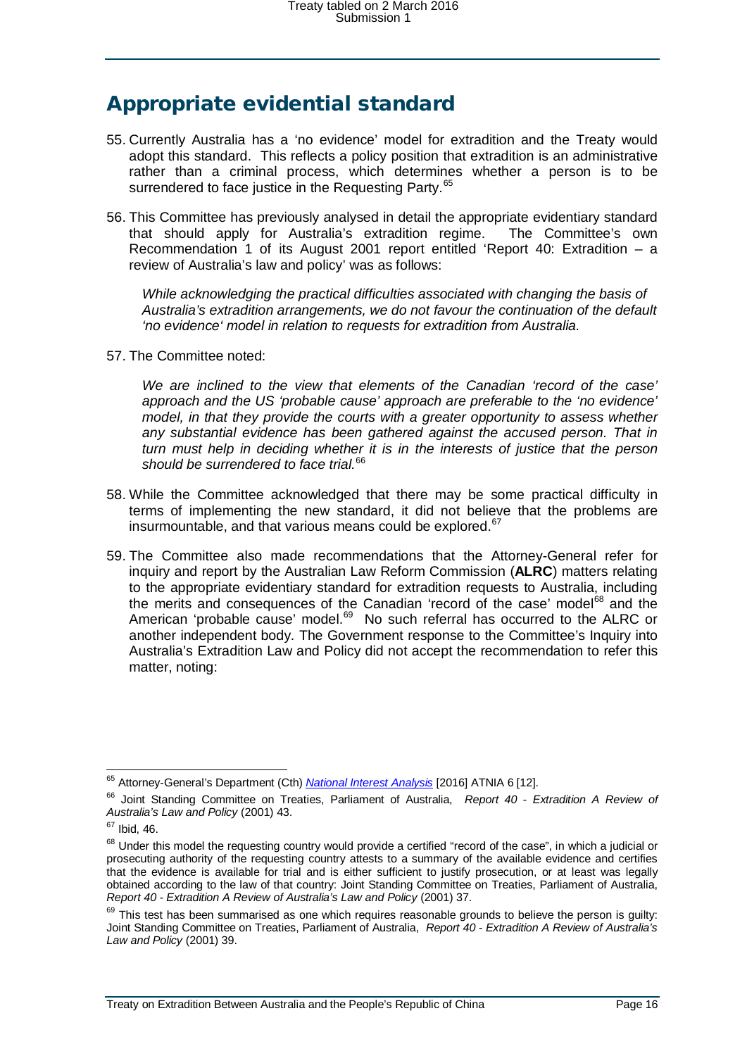## Appropriate evidential standard

55. Currently Australia has a 'no evidence' model for extradition and the Treaty would adopt this standard. This reflects a policy position that extradition is an administrative rather than a criminal process, which determines whether a person is to be surrendered to face justice in the Requesting Party.[65]

56. This Committee has previously analysed in detail the appropriate evidentiary standard that should apply for Australia's extradition regime. The Committee's own Recommendation 1 of its August 2001 report entitled 'Report 40: Extradition – a review of Australia's law and policy' was as follows:

    *While acknowledging the practical difficulties associated with changing the basis of Australia's extradition arrangements, we do not favour the continuation of the default 'no evidence' model in relation to requests for extradition from Australia.*

57. The Committee noted:

    *We are inclined to the view that elements of the Canadian 'record of the case' approach and the US 'probable cause' approach are preferable to the 'no evidence' model, in that they provide the courts with a greater opportunity to assess whether any substantial evidence has been gathered against the accused person. That in turn must help in deciding whether it is in the interests of justice that the person should be surrendered to face trial.*[66]

58. While the Committee acknowledged that there may be some practical difficulty in terms of implementing the new standard, it did not believe that the problems are insurmountable, and that various means could be explored.[67]

59. The Committee also made recommendations that the Attorney-General refer for inquiry and report by the Australian Law Reform Commission (**ALRC**) matters relating to the appropriate evidentiary standard for extradition requests to Australia, including the merits and consequences of the Canadian 'record of the case' model[68] and the American 'probable cause' model.[69] No such referral has occurred to the ALRC or another independent body. The Government response to the Committee's Inquiry into Australia's Extradition Law and Policy did not accept the recommendation to refer this matter, noting:

---

[65] Attorney-General's Department (Cth) *National Interest Analysis* [2016] ATNIA 6 [12].

[66] Joint Standing Committee on Treaties, Parliament of Australia, *Report 40 - Extradition A Review of Australia's Law and Policy* (2001) 43.

[67] Ibid, 46.

[68] Under this model the requesting country would provide a certified "record of the case", in which a judicial or prosecuting authority of the requesting country attests to a summary of the available evidence and certifies that the evidence is available for trial and is either sufficient to justify prosecution, or at least was legally obtained according to the law of that country: Joint Standing Committee on Treaties, Parliament of Australia, *Report 40 - Extradition A Review of Australia's Law and Policy* (2001) 37.

[69] This test has been summarised as one which requires reasonable grounds to believe the person is guilty: Joint Standing Committee on Treaties, Parliament of Australia, *Report 40 - Extradition A Review of Australia's Law and Policy* (2001) 39.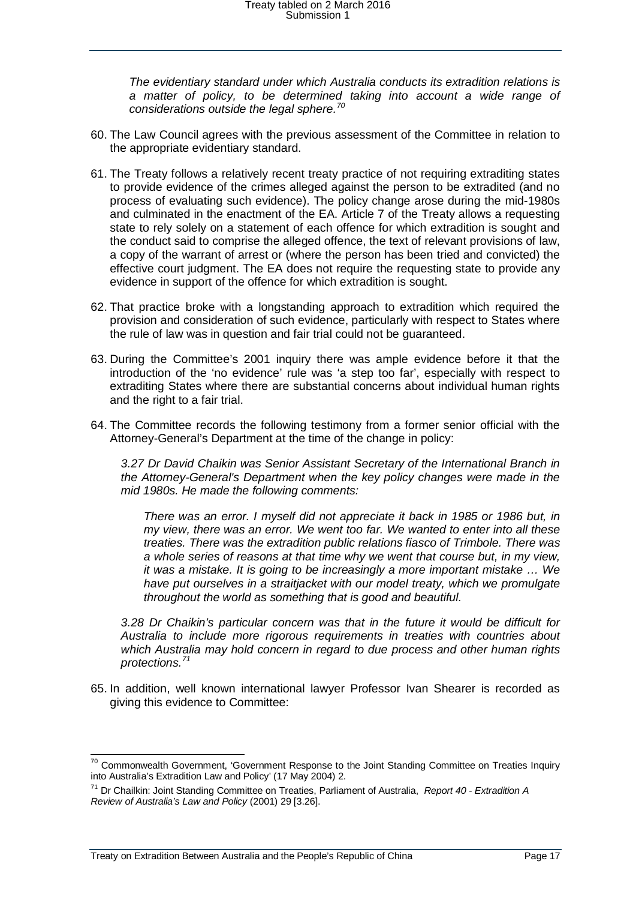*The evidentiary standard under which Australia conducts its extradition relations is a matter of policy, to be determined taking into account a wide range of considerations outside the legal sphere.*[70]

60. The Law Council agrees with the previous assessment of the Committee in relation to the appropriate evidentiary standard.

61. The Treaty follows a relatively recent treaty practice of not requiring extraditing states to provide evidence of the crimes alleged against the person to be extradited (and no process of evaluating such evidence). The policy change arose during the mid-1980s and culminated in the enactment of the EA. Article 7 of the Treaty allows a requesting state to rely solely on a statement of each offence for which extradition is sought and the conduct said to comprise the alleged offence, the text of relevant provisions of law, a copy of the warrant of arrest or (where the person has been tried and convicted) the effective court judgment. The EA does not require the requesting state to provide any evidence in support of the offence for which extradition is sought.

62. That practice broke with a longstanding approach to extradition which required the provision and consideration of such evidence, particularly with respect to States where the rule of law was in question and fair trial could not be guaranteed.

63. During the Committee's 2001 inquiry there was ample evidence before it that the introduction of the 'no evidence' rule was 'a step too far', especially with respect to extraditing States where there are substantial concerns about individual human rights and the right to a fair trial.

64. The Committee records the following testimony from a former senior official with the Attorney-General's Department at the time of the change in policy:

    *3.27 Dr David Chaikin was Senior Assistant Secretary of the International Branch in the Attorney-General's Department when the key policy changes were made in the mid 1980s. He made the following comments:*

    > *There was an error. I myself did not appreciate it back in 1985 or 1986 but, in my view, there was an error. We went too far. We wanted to enter into all these treaties. There was the extradition public relations fiasco of Trimbole. There was a whole series of reasons at that time why we went that course but, in my view, it was a mistake. It is going to be increasingly a more important mistake … We have put ourselves in a straitjacket with our model treaty, which we promulgate throughout the world as something that is good and beautiful.*

    *3.28 Dr Chaikin's particular concern was that in the future it would be difficult for Australia to include more rigorous requirements in treaties with countries about which Australia may hold concern in regard to due process and other human rights protections.*[71]

65. In addition, well known international lawyer Professor Ivan Shearer is recorded as giving this evidence to Committee:

---

[70] Commonwealth Government, 'Government Response to the Joint Standing Committee on Treaties Inquiry into Australia's Extradition Law and Policy' (17 May 2004) 2.

[71] Dr Chailkin: Joint Standing Committee on Treaties, Parliament of Australia, *Report 40 - Extradition A Review of Australia's Law and Policy* (2001) 29 [3.26].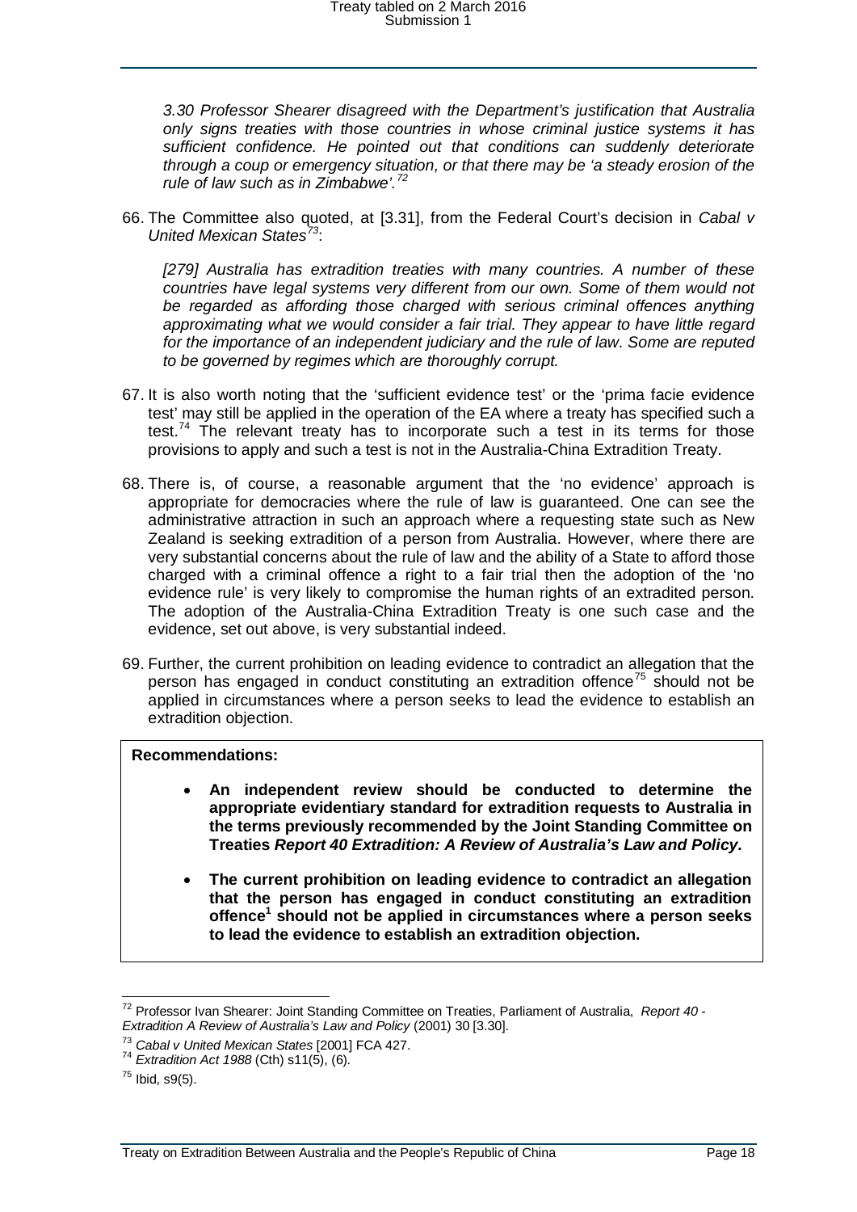*3.30 Professor Shearer disagreed with the Department's justification that Australia only signs treaties with those countries in whose criminal justice systems it has sufficient confidence. He pointed out that conditions can suddenly deteriorate through a coup or emergency situation, or that there may be 'a steady erosion of the rule of law such as in Zimbabwe'.*[72]

66. The Committee also quoted, at [3.31], from the Federal Court's decision in *Cabal v United Mexican States*[73]:

    *[279] Australia has extradition treaties with many countries. A number of these countries have legal systems very different from our own. Some of them would not be regarded as affording those charged with serious criminal offences anything approximating what we would consider a fair trial. They appear to have little regard for the importance of an independent judiciary and the rule of law. Some are reputed to be governed by regimes which are thoroughly corrupt.*

67. It is also worth noting that the 'sufficient evidence test' or the 'prima facie evidence test' may still be applied in the operation of the EA where a treaty has specified such a test.[74] The relevant treaty has to incorporate such a test in its terms for those provisions to apply and such a test is not in the Australia-China Extradition Treaty.

68. There is, of course, a reasonable argument that the 'no evidence' approach is appropriate for democracies where the rule of law is guaranteed. One can see the administrative attraction in such an approach where a requesting state such as New Zealand is seeking extradition of a person from Australia. However, where there are very substantial concerns about the rule of law and the ability of a State to afford those charged with a criminal offence a right to a fair trial then the adoption of the 'no evidence rule' is very likely to compromise the human rights of an extradited person. The adoption of the Australia-China Extradition Treaty is one such case and the evidence, set out above, is very substantial indeed.

69. Further, the current prohibition on leading evidence to contradict an allegation that the person has engaged in conduct constituting an extradition offence[75] should not be applied in circumstances where a person seeks to lead the evidence to establish an extradition objection.

**Recommendations:**

- **An independent review should be conducted to determine the appropriate evidentiary standard for extradition requests to Australia in the terms previously recommended by the Joint Standing Committee on Treaties *Report 40 Extradition: A Review of Australia's Law and Policy.***
- **The current prohibition on leading evidence to contradict an allegation that the person has engaged in conduct constituting an extradition offence[1] should not be applied in circumstances where a person seeks to lead the evidence to establish an extradition objection.**

---

[72] Professor Ivan Shearer: Joint Standing Committee on Treaties, Parliament of Australia, *Report 40 - Extradition A Review of Australia's Law and Policy* (2001) 30 [3.30].

[73] *Cabal v United Mexican States* [2001] FCA 427.

[74] *Extradition Act 1988* (Cth) s11(5), (6).

[75] Ibid, s9(5).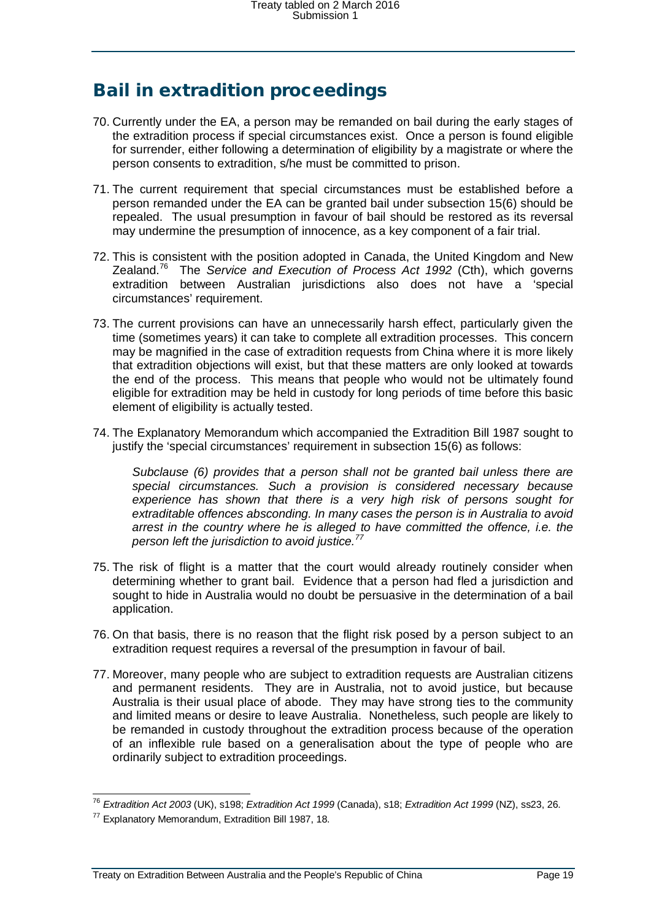## Bail in extradition proceedings

70. Currently under the EA, a person may be remanded on bail during the early stages of the extradition process if special circumstances exist. Once a person is found eligible for surrender, either following a determination of eligibility by a magistrate or where the person consents to extradition, s/he must be committed to prison.

71. The current requirement that special circumstances must be established before a person remanded under the EA can be granted bail under subsection 15(6) should be repealed. The usual presumption in favour of bail should be restored as its reversal may undermine the presumption of innocence, as a key component of a fair trial.

72. This is consistent with the position adopted in Canada, the United Kingdom and New Zealand.[76] The *Service and Execution of Process Act 1992* (Cth), which governs extradition between Australian jurisdictions also does not have a 'special circumstances' requirement.

73. The current provisions can have an unnecessarily harsh effect, particularly given the time (sometimes years) it can take to complete all extradition processes. This concern may be magnified in the case of extradition requests from China where it is more likely that extradition objections will exist, but that these matters are only looked at towards the end of the process. This means that people who would not be ultimately found eligible for extradition may be held in custody for long periods of time before this basic element of eligibility is actually tested.

74. The Explanatory Memorandum which accompanied the Extradition Bill 1987 sought to justify the 'special circumstances' requirement in subsection 15(6) as follows:

> *Subclause (6) provides that a person shall not be granted bail unless there are special circumstances. Such a provision is considered necessary because experience has shown that there is a very high risk of persons sought for extraditable offences absconding. In many cases the person is in Australia to avoid arrest in the country where he is alleged to have committed the offence, i.e. the person left the jurisdiction to avoid justice.*[77]

75. The risk of flight is a matter that the court would already routinely consider when determining whether to grant bail. Evidence that a person had fled a jurisdiction and sought to hide in Australia would no doubt be persuasive in the determination of a bail application.

76. On that basis, there is no reason that the flight risk posed by a person subject to an extradition request requires a reversal of the presumption in favour of bail.

77. Moreover, many people who are subject to extradition requests are Australian citizens and permanent residents. They are in Australia, not to avoid justice, but because Australia is their usual place of abode. They may have strong ties to the community and limited means or desire to leave Australia. Nonetheless, such people are likely to be remanded in custody throughout the extradition process because of the operation of an inflexible rule based on a generalisation about the type of people who are ordinarily subject to extradition proceedings.

---

[76] *Extradition Act 2003* (UK), s198; *Extradition Act 1999* (Canada), s18; *Extradition Act 1999* (NZ), ss23, 26.

[77] Explanatory Memorandum, Extradition Bill 1987, 18.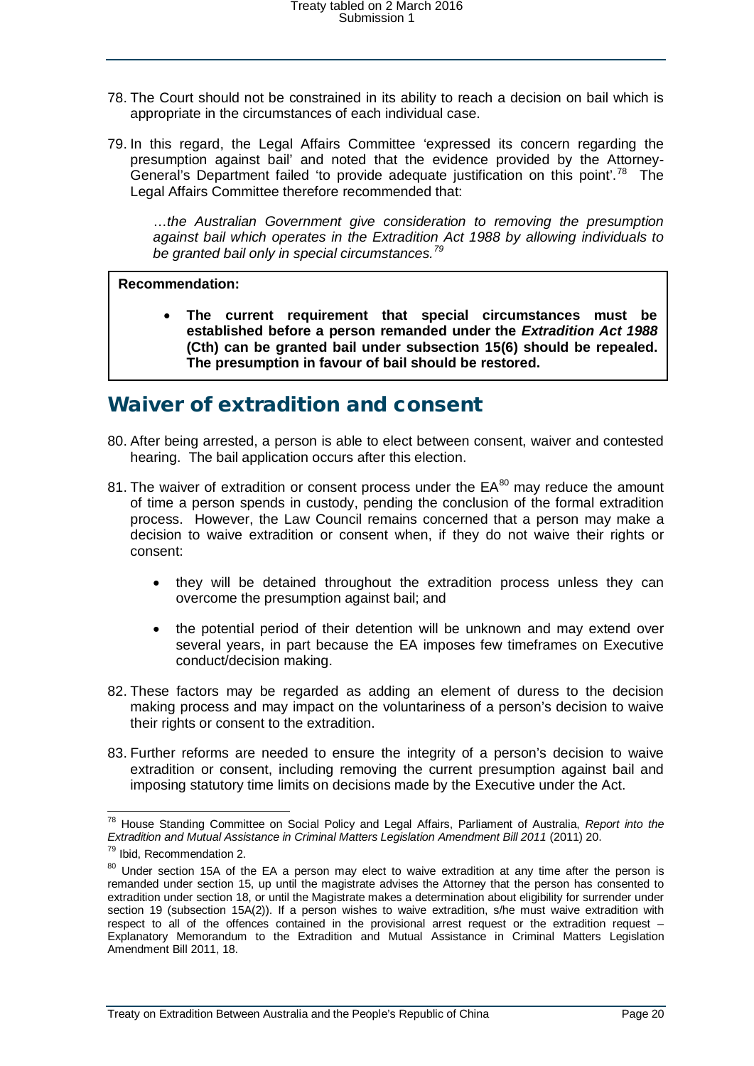78. The Court should not be constrained in its ability to reach a decision on bail which is appropriate in the circumstances of each individual case.

79. In this regard, the Legal Affairs Committee 'expressed its concern regarding the presumption against bail' and noted that the evidence provided by the Attorney-General's Department failed 'to provide adequate justification on this point'.[78] The Legal Affairs Committee therefore recommended that:

> …*the Australian Government give consideration to removing the presumption against bail which operates in the Extradition Act 1988 by allowing individuals to be granted bail only in special circumstances.*[79]

**Recommendation:**

- **The current requirement that special circumstances must be established before a person remanded under the *Extradition Act 1988* (Cth) can be granted bail under subsection 15(6) should be repealed. The presumption in favour of bail should be restored.**

## Waiver of extradition and consent

80. After being arrested, a person is able to elect between consent, waiver and contested hearing. The bail application occurs after this election.

81. The waiver of extradition or consent process under the EA[80] may reduce the amount of time a person spends in custody, pending the conclusion of the formal extradition process. However, the Law Council remains concerned that a person may make a decision to waive extradition or consent when, if they do not waive their rights or consent:

    - they will be detained throughout the extradition process unless they can overcome the presumption against bail; and
    - the potential period of their detention will be unknown and may extend over several years, in part because the EA imposes few timeframes on Executive conduct/decision making.

82. These factors may be regarded as adding an element of duress to the decision making process and may impact on the voluntariness of a person's decision to waive their rights or consent to the extradition.

83. Further reforms are needed to ensure the integrity of a person's decision to waive extradition or consent, including removing the current presumption against bail and imposing statutory time limits on decisions made by the Executive under the Act.

---

[78] House Standing Committee on Social Policy and Legal Affairs, Parliament of Australia, *Report into the Extradition and Mutual Assistance in Criminal Matters Legislation Amendment Bill 2011* (2011) 20.

[79] Ibid, Recommendation 2.

[80] Under section 15A of the EA a person may elect to waive extradition at any time after the person is remanded under section 15, up until the magistrate advises the Attorney that the person has consented to extradition under section 18, or until the Magistrate makes a determination about eligibility for surrender under section 19 (subsection 15A(2)). If a person wishes to waive extradition, s/he must waive extradition with respect to all of the offences contained in the provisional arrest request or the extradition request – Explanatory Memorandum to the Extradition and Mutual Assistance in Criminal Matters Legislation Amendment Bill 2011, 18.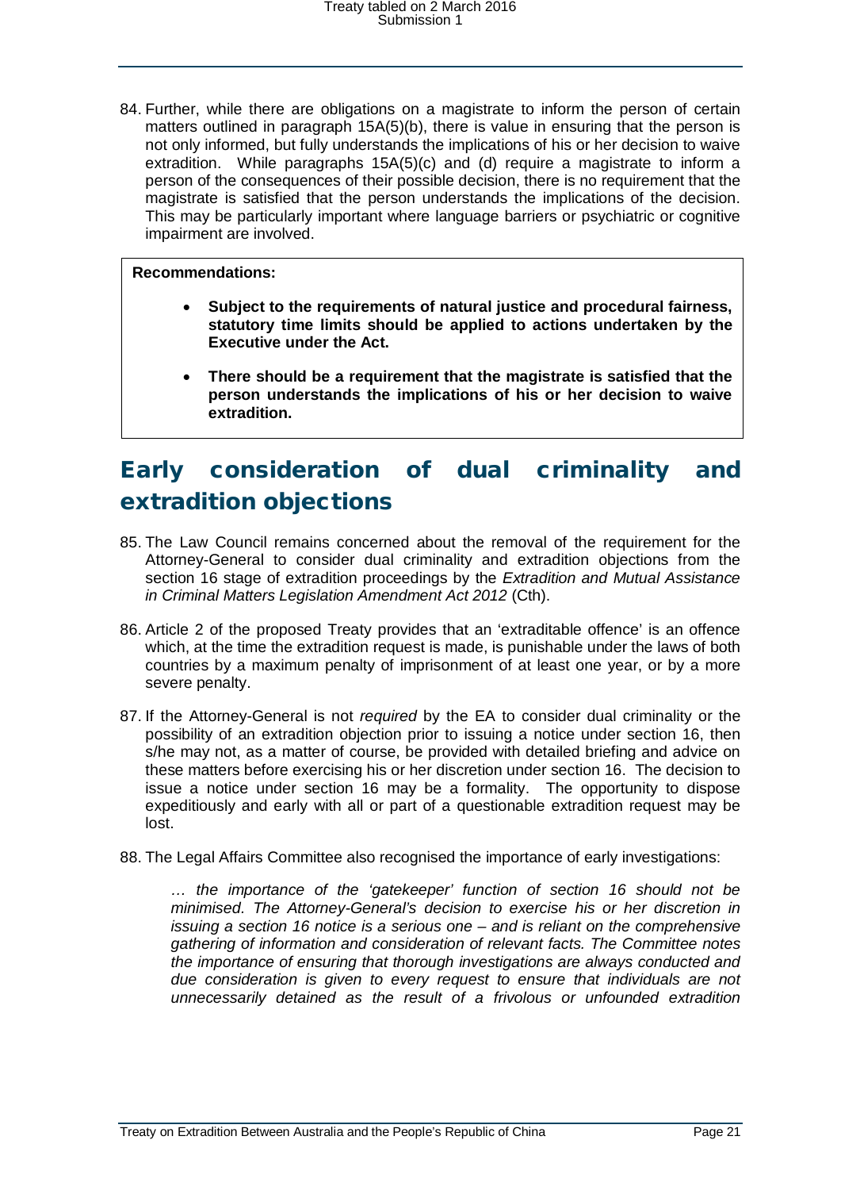84. Further, while there are obligations on a magistrate to inform the person of certain matters outlined in paragraph 15A(5)(b), there is value in ensuring that the person is not only informed, but fully understands the implications of his or her decision to waive extradition. While paragraphs 15A(5)(c) and (d) require a magistrate to inform a person of the consequences of their possible decision, there is no requirement that the magistrate is satisfied that the person understands the implications of the decision. This may be particularly important where language barriers or psychiatric or cognitive impairment are involved.

**Recommendations:**

- **Subject to the requirements of natural justice and procedural fairness, statutory time limits should be applied to actions undertaken by the Executive under the Act.**
- **There should be a requirement that the magistrate is satisfied that the person understands the implications of his or her decision to waive extradition.**

## Early consideration of dual criminality and extradition objections

85. The Law Council remains concerned about the removal of the requirement for the Attorney-General to consider dual criminality and extradition objections from the section 16 stage of extradition proceedings by the *Extradition and Mutual Assistance in Criminal Matters Legislation Amendment Act 2012* (Cth).

86. Article 2 of the proposed Treaty provides that an 'extraditable offence' is an offence which, at the time the extradition request is made, is punishable under the laws of both countries by a maximum penalty of imprisonment of at least one year, or by a more severe penalty.

87. If the Attorney-General is not *required* by the EA to consider dual criminality or the possibility of an extradition objection prior to issuing a notice under section 16, then s/he may not, as a matter of course, be provided with detailed briefing and advice on these matters before exercising his or her discretion under section 16. The decision to issue a notice under section 16 may be a formality. The opportunity to dispose expeditiously and early with all or part of a questionable extradition request may be lost.

88. The Legal Affairs Committee also recognised the importance of early investigations:

> *… the importance of the 'gatekeeper' function of section 16 should not be minimised. The Attorney-General's decision to exercise his or her discretion in issuing a section 16 notice is a serious one – and is reliant on the comprehensive gathering of information and consideration of relevant facts. The Committee notes the importance of ensuring that thorough investigations are always conducted and due consideration is given to every request to ensure that individuals are not unnecessarily detained as the result of a frivolous or unfounded extradition*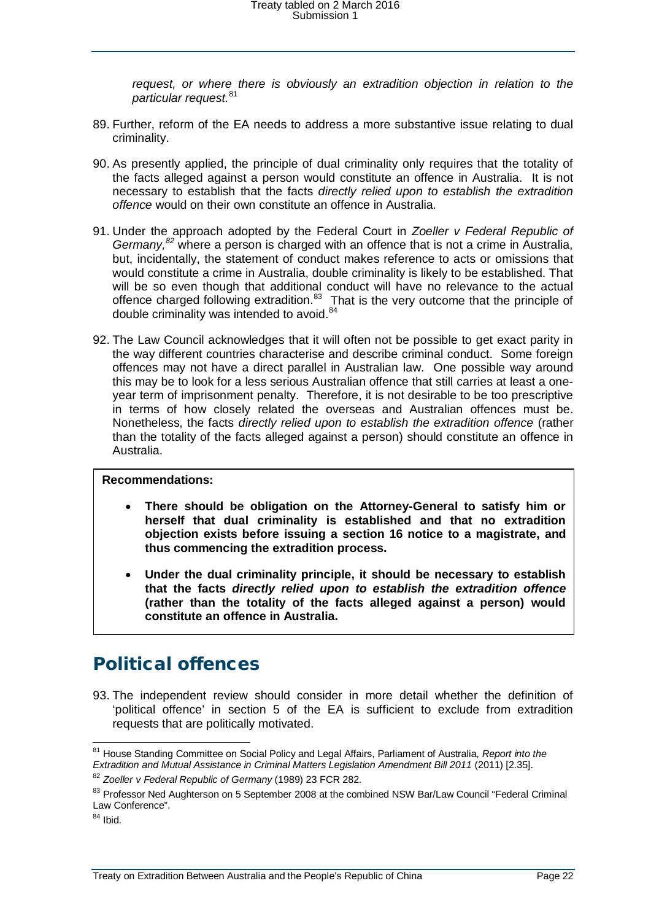*request, or where there is obviously an extradition objection in relation to the particular request.*[81]

89. Further, reform of the EA needs to address a more substantive issue relating to dual criminality.

90. As presently applied, the principle of dual criminality only requires that the totality of the facts alleged against a person would constitute an offence in Australia. It is not necessary to establish that the facts *directly relied upon to establish the extradition offence* would on their own constitute an offence in Australia.

91. Under the approach adopted by the Federal Court in *Zoeller v Federal Republic of Germany,*[82] where a person is charged with an offence that is not a crime in Australia, but, incidentally, the statement of conduct makes reference to acts or omissions that would constitute a crime in Australia, double criminality is likely to be established. That will be so even though that additional conduct will have no relevance to the actual offence charged following extradition.[83] That is the very outcome that the principle of double criminality was intended to avoid.[84]

92. The Law Council acknowledges that it will often not be possible to get exact parity in the way different countries characterise and describe criminal conduct. Some foreign offences may not have a direct parallel in Australian law. One possible way around this may be to look for a less serious Australian offence that still carries at least a one-year term of imprisonment penalty. Therefore, it is not desirable to be too prescriptive in terms of how closely related the overseas and Australian offences must be. Nonetheless, the facts *directly relied upon to establish the extradition offence* (rather than the totality of the facts alleged against a person) should constitute an offence in Australia.

**Recommendations:**

- **There should be obligation on the Attorney-General to satisfy him or herself that dual criminality is established and that no extradition objection exists before issuing a section 16 notice to a magistrate, and thus commencing the extradition process.**
- **Under the dual criminality principle, it should be necessary to establish that the facts *directly relied upon to establish the extradition offence* (rather than the totality of the facts alleged against a person) would constitute an offence in Australia.**

## Political offences

93. The independent review should consider in more detail whether the definition of 'political offence' in section 5 of the EA is sufficient to exclude from extradition requests that are politically motivated.

---

[81] House Standing Committee on Social Policy and Legal Affairs, Parliament of Australia, *Report into the Extradition and Mutual Assistance in Criminal Matters Legislation Amendment Bill 2011* (2011) [2.35].

[82] *Zoeller v Federal Republic of Germany* (1989) 23 FCR 282.

[83] Professor Ned Aughterson on 5 September 2008 at the combined NSW Bar/Law Council "Federal Criminal Law Conference".

[84] Ibid.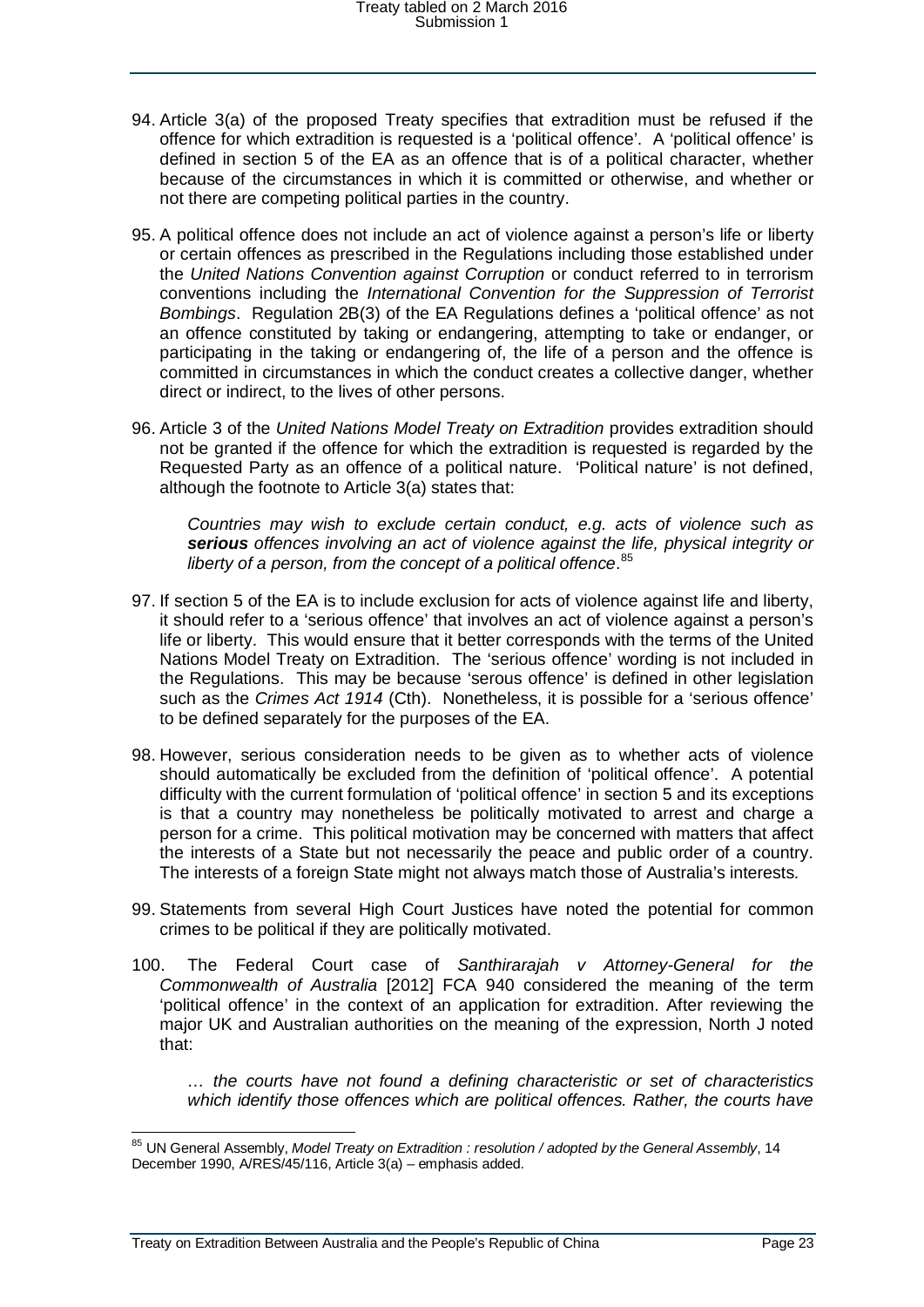94. Article 3(a) of the proposed Treaty specifies that extradition must be refused if the offence for which extradition is requested is a 'political offence'. A 'political offence' is defined in section 5 of the EA as an offence that is of a political character, whether because of the circumstances in which it is committed or otherwise, and whether or not there are competing political parties in the country.

95. A political offence does not include an act of violence against a person's life or liberty or certain offences as prescribed in the Regulations including those established under the *United Nations Convention against Corruption* or conduct referred to in terrorism conventions including the *International Convention for the Suppression of Terrorist Bombings*. Regulation 2B(3) of the EA Regulations defines a 'political offence' as not an offence constituted by taking or endangering, attempting to take or endanger, or participating in the taking or endangering of, the life of a person and the offence is committed in circumstances in which the conduct creates a collective danger, whether direct or indirect, to the lives of other persons.

96. Article 3 of the *United Nations Model Treaty on Extradition* provides extradition should not be granted if the offence for which the extradition is requested is regarded by the Requested Party as an offence of a political nature. 'Political nature' is not defined, although the footnote to Article 3(a) states that:

> *Countries may wish to exclude certain conduct, e.g. acts of violence such as **serious** offences involving an act of violence against the life, physical integrity or liberty of a person, from the concept of a political offence*.[85]

97. If section 5 of the EA is to include exclusion for acts of violence against life and liberty, it should refer to a 'serious offence' that involves an act of violence against a person's life or liberty. This would ensure that it better corresponds with the terms of the United Nations Model Treaty on Extradition. The 'serious offence' wording is not included in the Regulations. This may be because 'serous offence' is defined in other legislation such as the *Crimes Act 1914* (Cth). Nonetheless, it is possible for a 'serious offence' to be defined separately for the purposes of the EA.

98. However, serious consideration needs to be given as to whether acts of violence should automatically be excluded from the definition of 'political offence'. A potential difficulty with the current formulation of 'political offence' in section 5 and its exceptions is that a country may nonetheless be politically motivated to arrest and charge a person for a crime. This political motivation may be concerned with matters that affect the interests of a State but not necessarily the peace and public order of a country. The interests of a foreign State might not always match those of Australia's interests.

99. Statements from several High Court Justices have noted the potential for common crimes to be political if they are politically motivated.

100. The Federal Court case of *Santhirarajah v Attorney-General for the Commonwealth of Australia* [2012] FCA 940 considered the meaning of the term 'political offence' in the context of an application for extradition. After reviewing the major UK and Australian authorities on the meaning of the expression, North J noted that:

> *… the courts have not found a defining characteristic or set of characteristics which identify those offences which are political offences. Rather, the courts have*

---

[85] UN General Assembly, *Model Treaty on Extradition : resolution / adopted by the General Assembly*, 14 December 1990, A/RES/45/116, Article 3(a) – emphasis added.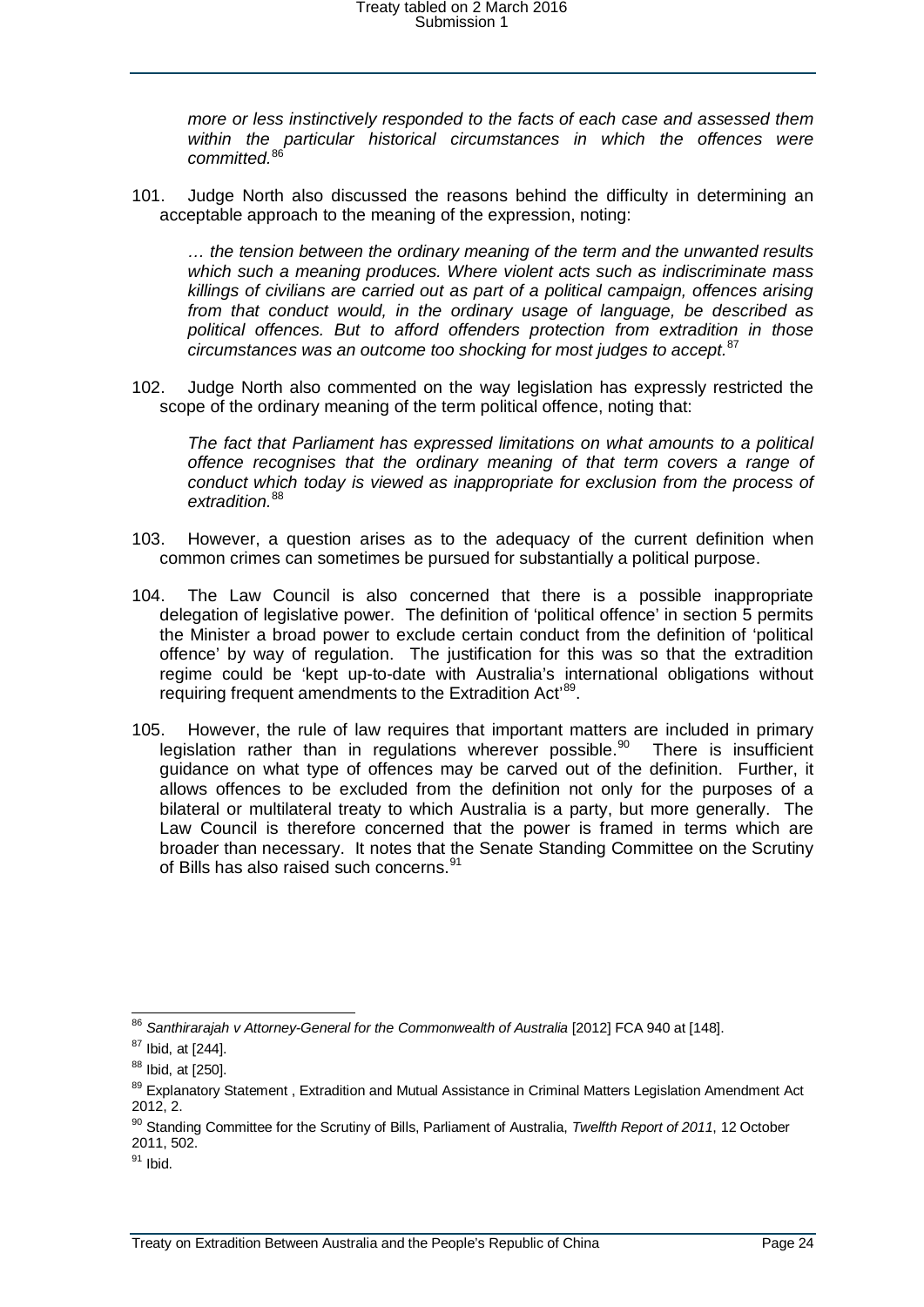*more or less instinctively responded to the facts of each case and assessed them within the particular historical circumstances in which the offences were committed.*[86]

101. Judge North also discussed the reasons behind the difficulty in determining an acceptable approach to the meaning of the expression, noting:

> *… the tension between the ordinary meaning of the term and the unwanted results which such a meaning produces. Where violent acts such as indiscriminate mass killings of civilians are carried out as part of a political campaign, offences arising from that conduct would, in the ordinary usage of language, be described as political offences. But to afford offenders protection from extradition in those circumstances was an outcome too shocking for most judges to accept.*[87]

102. Judge North also commented on the way legislation has expressly restricted the scope of the ordinary meaning of the term political offence, noting that:

> *The fact that Parliament has expressed limitations on what amounts to a political offence recognises that the ordinary meaning of that term covers a range of conduct which today is viewed as inappropriate for exclusion from the process of extradition.*[88]

103. However, a question arises as to the adequacy of the current definition when common crimes can sometimes be pursued for substantially a political purpose.

104. The Law Council is also concerned that there is a possible inappropriate delegation of legislative power. The definition of 'political offence' in section 5 permits the Minister a broad power to exclude certain conduct from the definition of 'political offence' by way of regulation. The justification for this was so that the extradition regime could be 'kept up-to-date with Australia's international obligations without requiring frequent amendments to the Extradition Act'[89].

105. However, the rule of law requires that important matters are included in primary legislation rather than in regulations wherever possible.[90] There is insufficient guidance on what type of offences may be carved out of the definition. Further, it allows offences to be excluded from the definition not only for the purposes of a bilateral or multilateral treaty to which Australia is a party, but more generally. The Law Council is therefore concerned that the power is framed in terms which are broader than necessary. It notes that the Senate Standing Committee on the Scrutiny of Bills has also raised such concerns.[91]

---

[86] *Santhirarajah v Attorney-General for the Commonwealth of Australia* [2012] FCA 940 at [148].

[87] Ibid, at [244].

[88] Ibid, at [250].

[89] Explanatory Statement , Extradition and Mutual Assistance in Criminal Matters Legislation Amendment Act 2012, 2.

[90] Standing Committee for the Scrutiny of Bills, Parliament of Australia, *Twelfth Report of 2011*, 12 October 2011, 502.

[91] Ibid.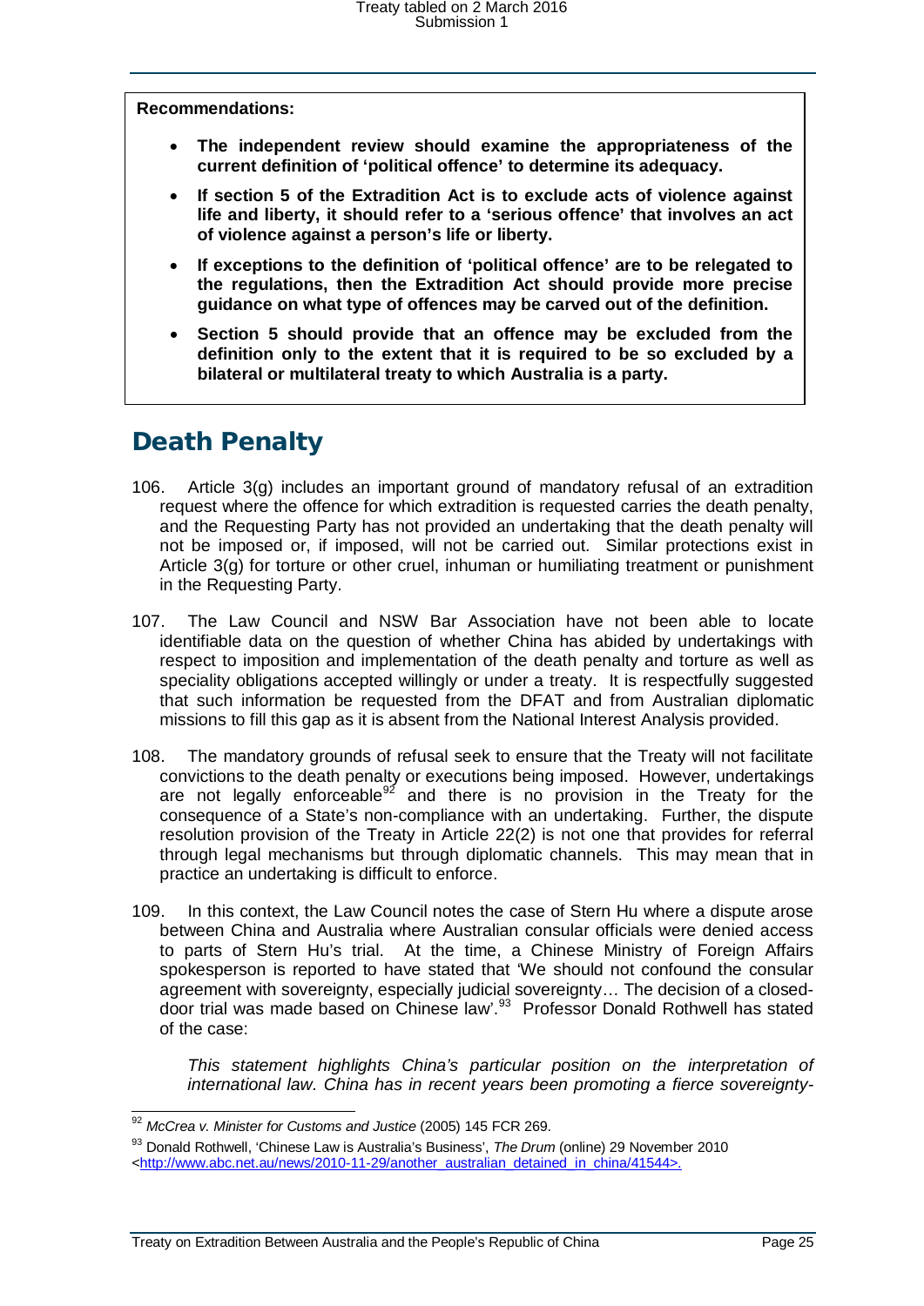**Recommendations:**

- **The independent review should examine the appropriateness of the current definition of 'political offence' to determine its adequacy.**
- **If section 5 of the Extradition Act is to exclude acts of violence against life and liberty, it should refer to a 'serious offence' that involves an act of violence against a person's life or liberty.**
- **If exceptions to the definition of 'political offence' are to be relegated to the regulations, then the Extradition Act should provide more precise guidance on what type of offences may be carved out of the definition.**
- **Section 5 should provide that an offence may be excluded from the definition only to the extent that it is required to be so excluded by a bilateral or multilateral treaty to which Australia is a party.**

## Death Penalty

106. Article 3(g) includes an important ground of mandatory refusal of an extradition request where the offence for which extradition is requested carries the death penalty, and the Requesting Party has not provided an undertaking that the death penalty will not be imposed or, if imposed, will not be carried out. Similar protections exist in Article 3(g) for torture or other cruel, inhuman or humiliating treatment or punishment in the Requesting Party.

107. The Law Council and NSW Bar Association have not been able to locate identifiable data on the question of whether China has abided by undertakings with respect to imposition and implementation of the death penalty and torture as well as speciality obligations accepted willingly or under a treaty. It is respectfully suggested that such information be requested from the DFAT and from Australian diplomatic missions to fill this gap as it is absent from the National Interest Analysis provided.

108. The mandatory grounds of refusal seek to ensure that the Treaty will not facilitate convictions to the death penalty or executions being imposed. However, undertakings are not legally enforceable[92] and there is no provision in the Treaty for the consequence of a State's non-compliance with an undertaking. Further, the dispute resolution provision of the Treaty in Article 22(2) is not one that provides for referral through legal mechanisms but through diplomatic channels. This may mean that in practice an undertaking is difficult to enforce.

109. In this context, the Law Council notes the case of Stern Hu where a dispute arose between China and Australia where Australian consular officials were denied access to parts of Stern Hu's trial. At the time, a Chinese Ministry of Foreign Affairs spokesperson is reported to have stated that 'We should not confound the consular agreement with sovereignty, especially judicial sovereignty… The decision of a closed-door trial was made based on Chinese law'.[93] Professor Donald Rothwell has stated of the case:

> *This statement highlights China's particular position on the interpretation of international law. China has in recent years been promoting a fierce sovereignty-*

---

[92] *McCrea v. Minister for Customs and Justice* (2005) 145 FCR 269.

[93] Donald Rothwell, 'Chinese Law is Australia's Business', *The Drum* (online) 29 November 2010 <http://www.abc.net.au/news/2010-11-29/another_australian_detained_in_china/41544>.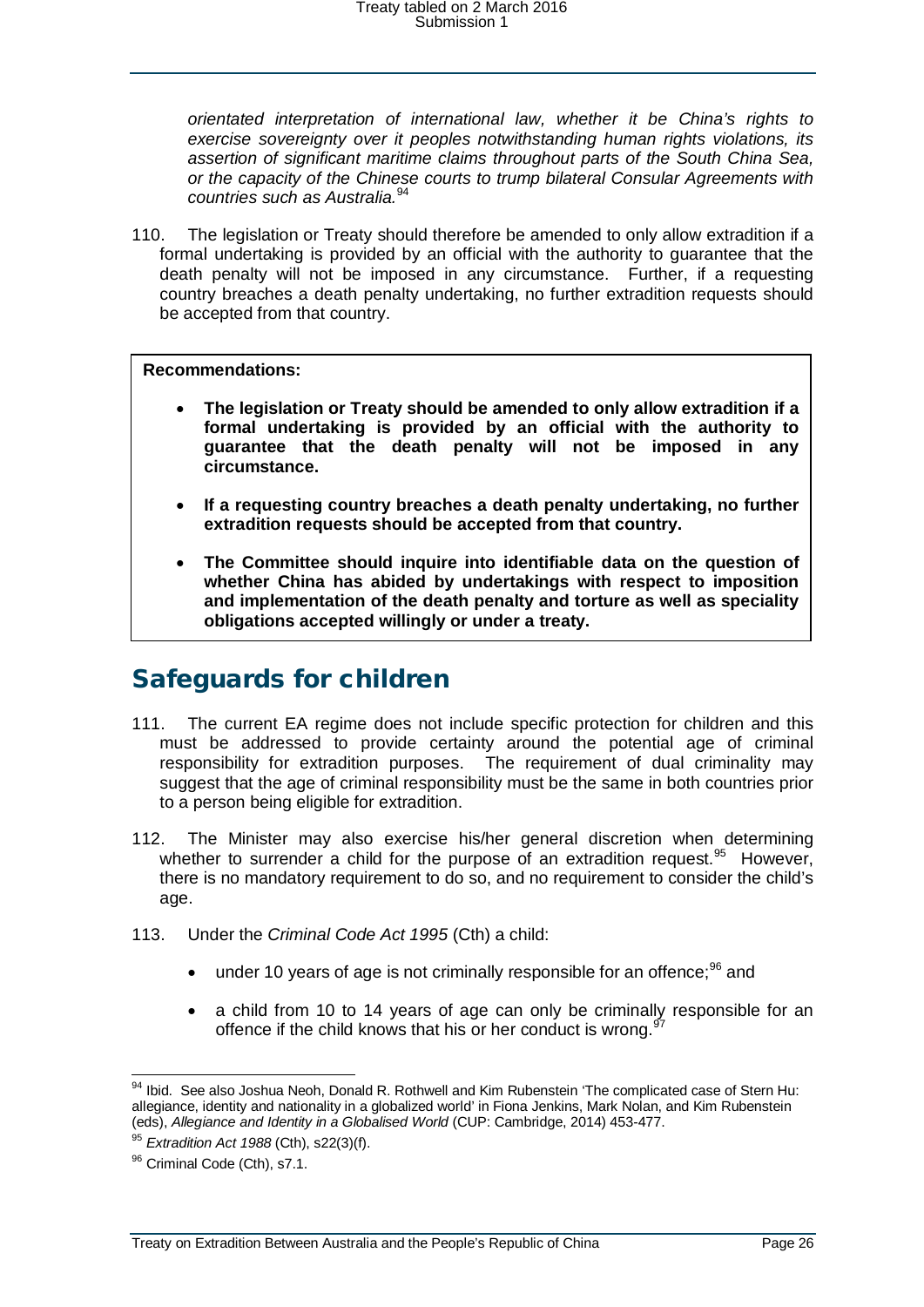*orientated interpretation of international law, whether it be China's rights to exercise sovereignty over it peoples notwithstanding human rights violations, its assertion of significant maritime claims throughout parts of the South China Sea, or the capacity of the Chinese courts to trump bilateral Consular Agreements with countries such as Australia.*[94]

110. The legislation or Treaty should therefore be amended to only allow extradition if a formal undertaking is provided by an official with the authority to guarantee that the death penalty will not be imposed in any circumstance. Further, if a requesting country breaches a death penalty undertaking, no further extradition requests should be accepted from that country.

**Recommendations:**

- **The legislation or Treaty should be amended to only allow extradition if a formal undertaking is provided by an official with the authority to guarantee that the death penalty will not be imposed in any circumstance.**
- **If a requesting country breaches a death penalty undertaking, no further extradition requests should be accepted from that country.**
- **The Committee should inquire into identifiable data on the question of whether China has abided by undertakings with respect to imposition and implementation of the death penalty and torture as well as speciality obligations accepted willingly or under a treaty.**

## Safeguards for children

111. The current EA regime does not include specific protection for children and this must be addressed to provide certainty around the potential age of criminal responsibility for extradition purposes. The requirement of dual criminality may suggest that the age of criminal responsibility must be the same in both countries prior to a person being eligible for extradition.

112. The Minister may also exercise his/her general discretion when determining whether to surrender a child for the purpose of an extradition request.[95] However, there is no mandatory requirement to do so, and no requirement to consider the child's age.

113. Under the *Criminal Code Act 1995* (Cth) a child:

- under 10 years of age is not criminally responsible for an offence;[96] and
- a child from 10 to 14 years of age can only be criminally responsible for an offence if the child knows that his or her conduct is wrong.[97]

---

[94] Ibid. See also Joshua Neoh, Donald R. Rothwell and Kim Rubenstein 'The complicated case of Stern Hu: allegiance, identity and nationality in a globalized world' in Fiona Jenkins, Mark Nolan, and Kim Rubenstein (eds), *Allegiance and Identity in a Globalised World* (CUP: Cambridge, 2014) 453-477.

[95] *Extradition Act 1988* (Cth), s22(3)(f).

[96] Criminal Code (Cth), s7.1.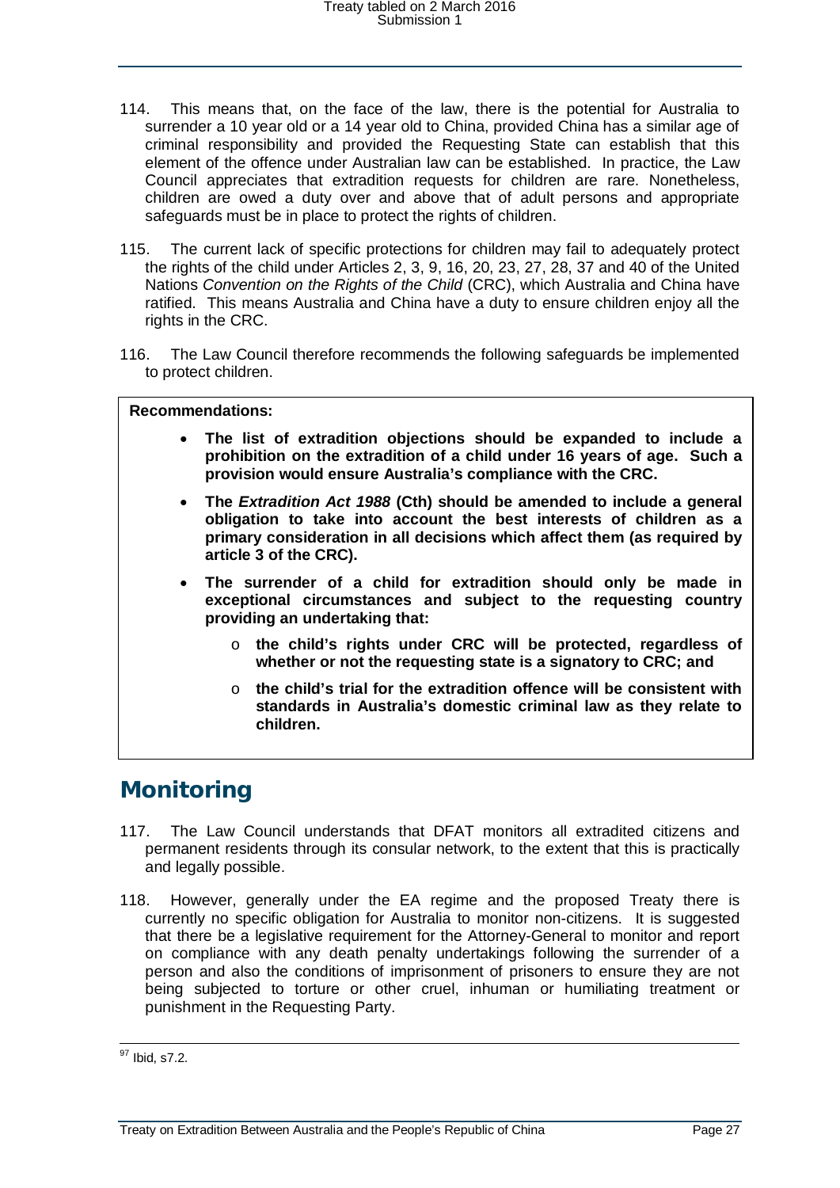114. This means that, on the face of the law, there is the potential for Australia to surrender a 10 year old or a 14 year old to China, provided China has a similar age of criminal responsibility and provided the Requesting State can establish that this element of the offence under Australian law can be established. In practice, the Law Council appreciates that extradition requests for children are rare. Nonetheless, children are owed a duty over and above that of adult persons and appropriate safeguards must be in place to protect the rights of children.

115. The current lack of specific protections for children may fail to adequately protect the rights of the child under Articles 2, 3, 9, 16, 20, 23, 27, 28, 37 and 40 of the United Nations *Convention on the Rights of the Child* (CRC), which Australia and China have ratified. This means Australia and China have a duty to ensure children enjoy all the rights in the CRC.

116. The Law Council therefore recommends the following safeguards be implemented to protect children.

**Recommendations:**

- **The list of extradition objections should be expanded to include a prohibition on the extradition of a child under 16 years of age. Such a provision would ensure Australia's compliance with the CRC.**
- **The *Extradition Act 1988* (Cth) should be amended to include a general obligation to take into account the best interests of children as a primary consideration in all decisions which affect them (as required by article 3 of the CRC).**
- **The surrender of a child for extradition should only be made in exceptional circumstances and subject to the requesting country providing an undertaking that:**
  - **the child's rights under CRC will be protected, regardless of whether or not the requesting state is a signatory to CRC; and**
  - **the child's trial for the extradition offence will be consistent with standards in Australia's domestic criminal law as they relate to children.**

## Monitoring

117. The Law Council understands that DFAT monitors all extradited citizens and permanent residents through its consular network, to the extent that this is practically and legally possible.

118. However, generally under the EA regime and the proposed Treaty there is currently no specific obligation for Australia to monitor non-citizens. It is suggested that there be a legislative requirement for the Attorney-General to monitor and report on compliance with any death penalty undertakings following the surrender of a person and also the conditions of imprisonment of prisoners to ensure they are not being subjected to torture or other cruel, inhuman or humiliating treatment or punishment in the Requesting Party.

[97] Ibid, s7.2.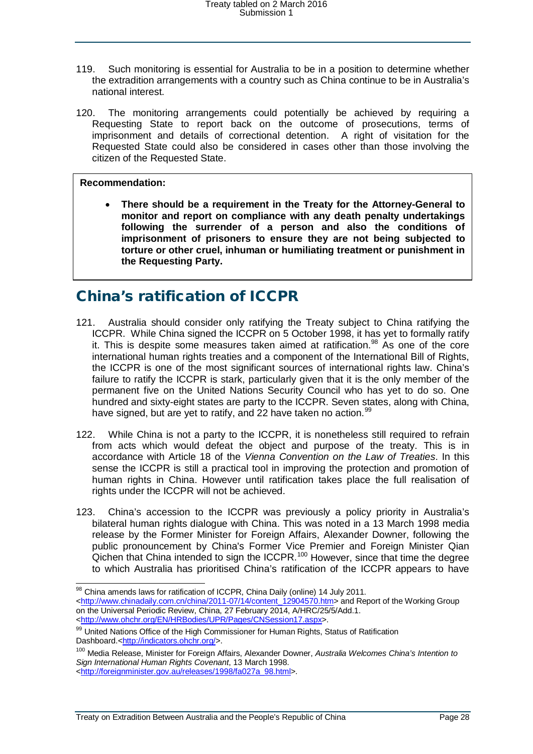119. Such monitoring is essential for Australia to be in a position to determine whether the extradition arrangements with a country such as China continue to be in Australia's national interest.

120. The monitoring arrangements could potentially be achieved by requiring a Requesting State to report back on the outcome of prosecutions, terms of imprisonment and details of correctional detention. A right of visitation for the Requested State could also be considered in cases other than those involving the citizen of the Requested State.

**Recommendation:**

- **There should be a requirement in the Treaty for the Attorney-General to monitor and report on compliance with any death penalty undertakings following the surrender of a person and also the conditions of imprisonment of prisoners to ensure they are not being subjected to torture or other cruel, inhuman or humiliating treatment or punishment in the Requesting Party.**

## China's ratification of ICCPR

121. Australia should consider only ratifying the Treaty subject to China ratifying the ICCPR. While China signed the ICCPR on 5 October 1998, it has yet to formally ratify it. This is despite some measures taken aimed at ratification.[98] As one of the core international human rights treaties and a component of the International Bill of Rights, the ICCPR is one of the most significant sources of international rights law. China's failure to ratify the ICCPR is stark, particularly given that it is the only member of the permanent five on the United Nations Security Council who has yet to do so. One hundred and sixty-eight states are party to the ICCPR. Seven states, along with China, have signed, but are yet to ratify, and 22 have taken no action.[99]

122. While China is not a party to the ICCPR, it is nonetheless still required to refrain from acts which would defeat the object and purpose of the treaty. This is in accordance with Article 18 of the *Vienna Convention on the Law of Treaties*. In this sense the ICCPR is still a practical tool in improving the protection and promotion of human rights in China. However until ratification takes place the full realisation of rights under the ICCPR will not be achieved.

123. China's accession to the ICCPR was previously a policy priority in Australia's bilateral human rights dialogue with China. This was noted in a 13 March 1998 media release by the Former Minister for Foreign Affairs, Alexander Downer, following the public pronouncement by China's Former Vice Premier and Foreign Minister Qian Qichen that China intended to sign the ICCPR.[100] However, since that time the degree to which Australia has prioritised China's ratification of the ICCPR appears to have

---

[98] China amends laws for ratification of ICCPR, China Daily (online) 14 July 2011. <http://www.chinadaily.com.cn/china/2011-07/14/content_12904570.htm> and Report of the Working Group on the Universal Periodic Review, China, 27 February 2014, A/HRC/25/5/Add.1. <http://www.ohchr.org/EN/HRBodies/UPR/Pages/CNSession17.aspx>.

[99] United Nations Office of the High Commissioner for Human Rights, Status of Ratification Dashboard.<http://indicators.ohchr.org/>.

[100] Media Release, Minister for Foreign Affairs, Alexander Downer, *Australia Welcomes China's Intention to Sign International Human Rights Covenant*, 13 March 1998. <http://foreignminister.gov.au/releases/1998/fa027a_98.html>.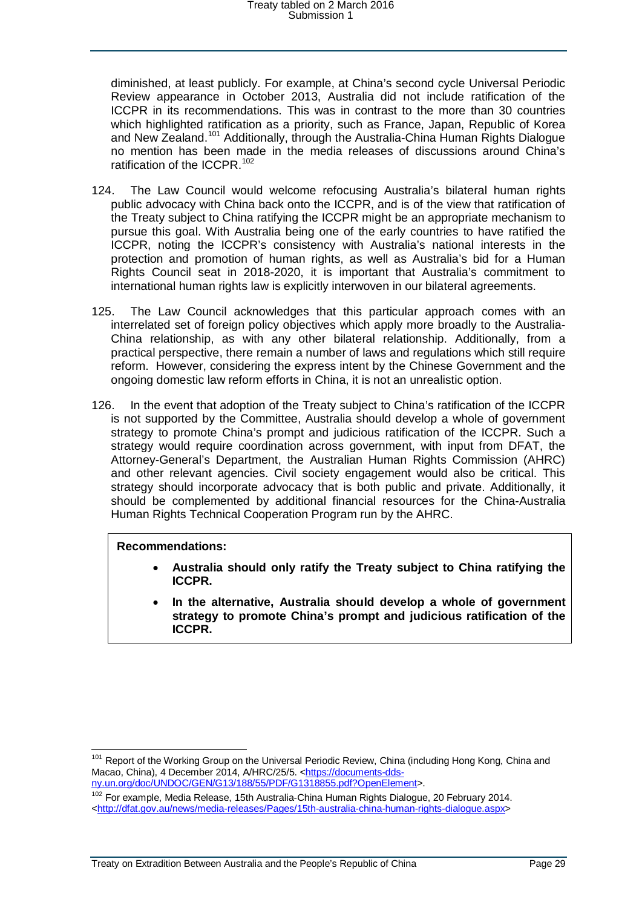diminished, at least publicly. For example, at China's second cycle Universal Periodic Review appearance in October 2013, Australia did not include ratification of the ICCPR in its recommendations. This was in contrast to the more than 30 countries which highlighted ratification as a priority, such as France, Japan, Republic of Korea and New Zealand.[101] Additionally, through the Australia-China Human Rights Dialogue no mention has been made in the media releases of discussions around China's ratification of the ICCPR.[102]

124. The Law Council would welcome refocusing Australia's bilateral human rights public advocacy with China back onto the ICCPR, and is of the view that ratification of the Treaty subject to China ratifying the ICCPR might be an appropriate mechanism to pursue this goal. With Australia being one of the early countries to have ratified the ICCPR, noting the ICCPR's consistency with Australia's national interests in the protection and promotion of human rights, as well as Australia's bid for a Human Rights Council seat in 2018-2020, it is important that Australia's commitment to international human rights law is explicitly interwoven in our bilateral agreements.

125. The Law Council acknowledges that this particular approach comes with an interrelated set of foreign policy objectives which apply more broadly to the Australia-China relationship, as with any other bilateral relationship. Additionally, from a practical perspective, there remain a number of laws and regulations which still require reform. However, considering the express intent by the Chinese Government and the ongoing domestic law reform efforts in China, it is not an unrealistic option.

126. In the event that adoption of the Treaty subject to China's ratification of the ICCPR is not supported by the Committee, Australia should develop a whole of government strategy to promote China's prompt and judicious ratification of the ICCPR. Such a strategy would require coordination across government, with input from DFAT, the Attorney-General's Department, the Australian Human Rights Commission (AHRC) and other relevant agencies. Civil society engagement would also be critical. This strategy should incorporate advocacy that is both public and private. Additionally, it should be complemented by additional financial resources for the China-Australia Human Rights Technical Cooperation Program run by the AHRC.

**Recommendations:**

- **Australia should only ratify the Treaty subject to China ratifying the ICCPR.**
- **In the alternative, Australia should develop a whole of government strategy to promote China's prompt and judicious ratification of the ICCPR.**

---

[101] Report of the Working Group on the Universal Periodic Review, China (including Hong Kong, China and Macao, China), 4 December 2014, A/HRC/25/5. <https://documents-dds-ny.un.org/doc/UNDOC/GEN/G13/188/55/PDF/G1318855.pdf?OpenElement>.

[102] For example, Media Release, 15th Australia-China Human Rights Dialogue, 20 February 2014. <http://dfat.gov.au/news/media-releases/Pages/15th-australia-china-human-rights-dialogue.aspx>